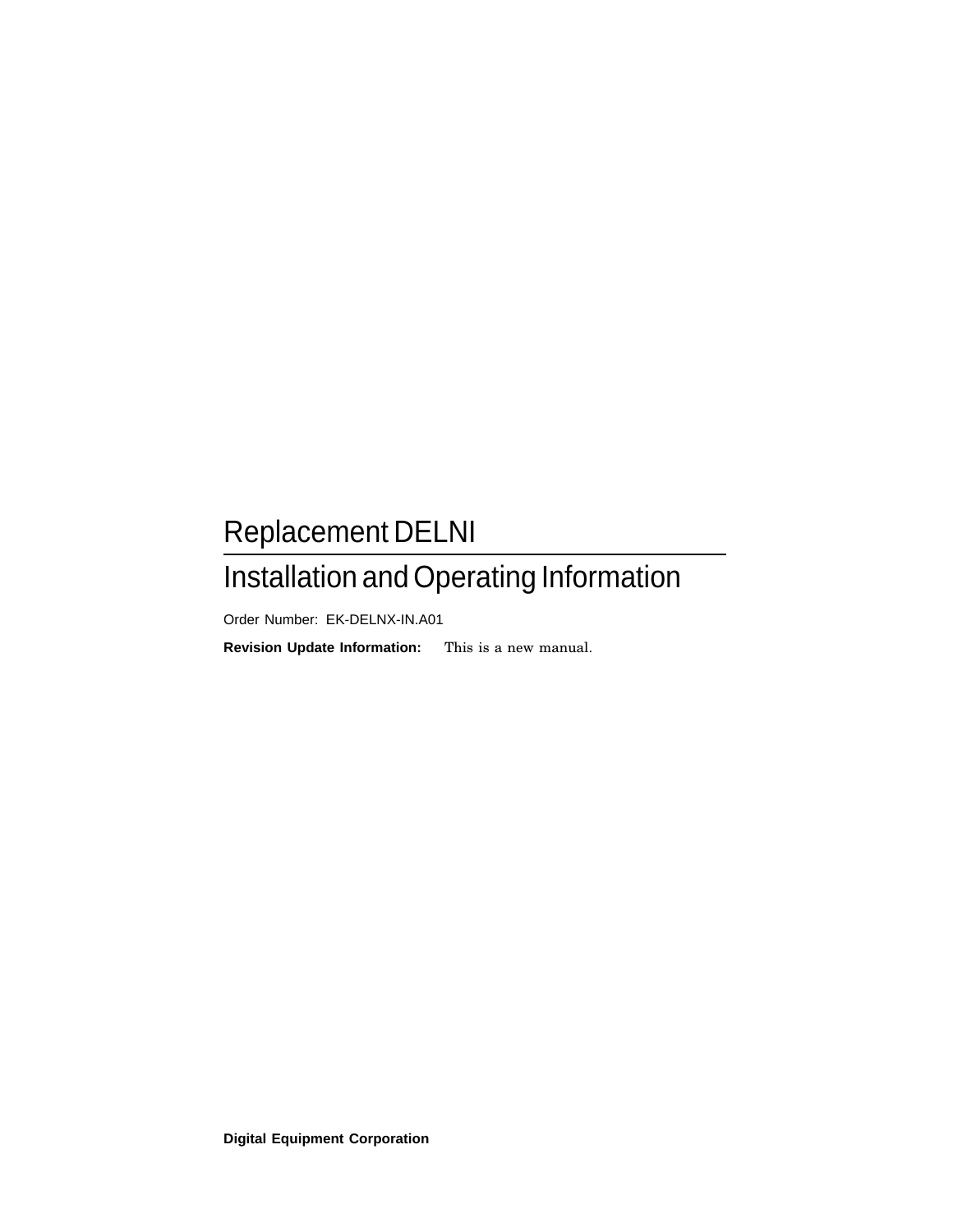# Replacement DELNI

## Installation and Operating Information

Order Number: EK-DELNX-IN.A01

**Revision Update Information:** This is a new manual.

**Digital Equipment Corporation**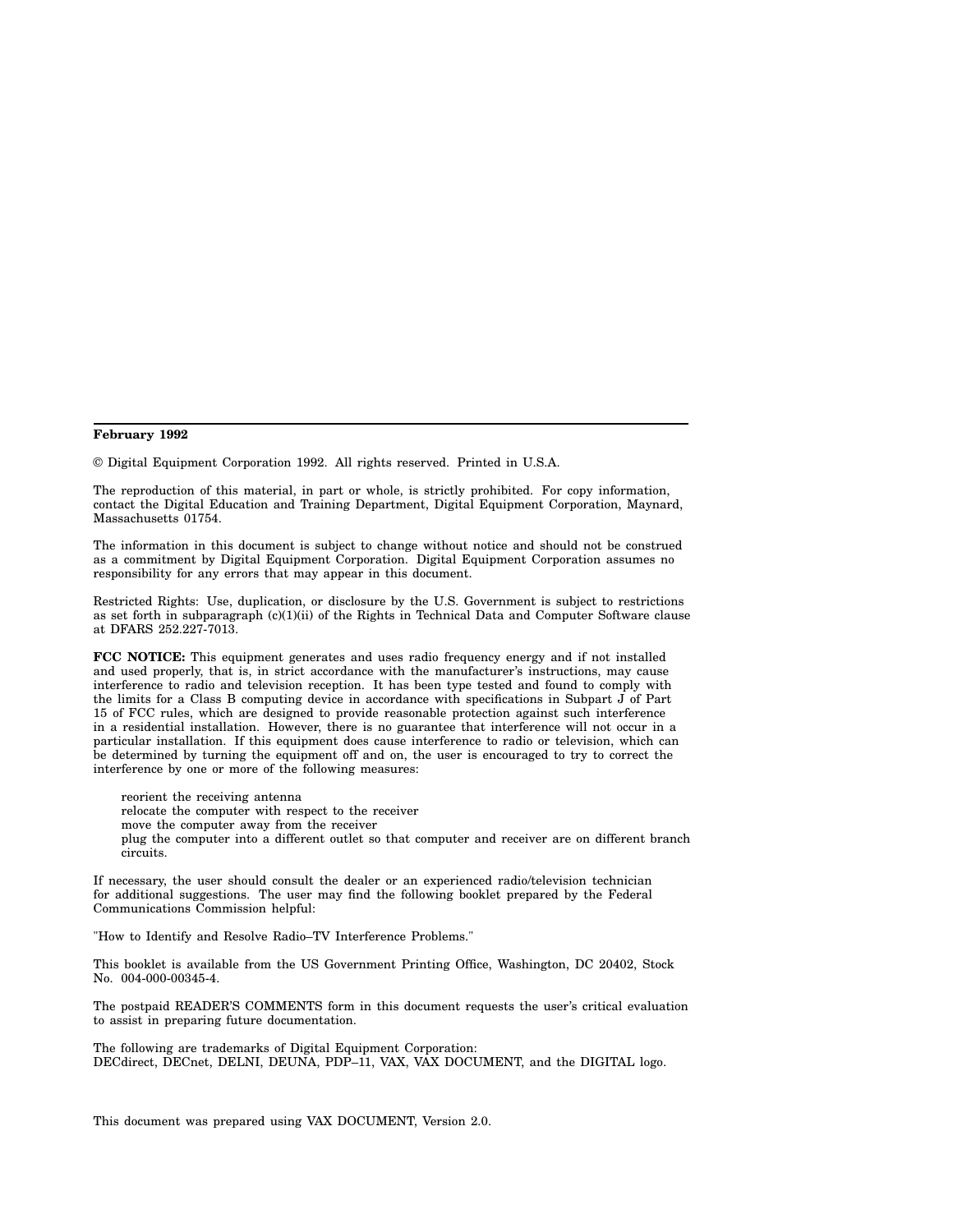**February 1992**

© Digital Equipment Corporation 1992. All rights reserved. Printed in U.S.A.

The reproduction of this material, in part or whole, is strictly prohibited. For copy information, contact the Digital Education and Training Department, Digital Equipment Corporation, Maynard, Massachusetts 01754.

The information in this document is subject to change without notice and should not be construed as a commitment by Digital Equipment Corporation. Digital Equipment Corporation assumes no responsibility for any errors that may appear in this document.

Restricted Rights: Use, duplication, or disclosure by the U.S. Government is subject to restrictions as set forth in subparagraph (c)(1)(ii) of the Rights in Technical Data and Computer Software clause at DFARS 252.227-7013.

**FCC NOTICE:** This equipment generates and uses radio frequency energy and if not installed and used properly, that is, in strict accordance with the manufacturer's instructions, may cause interference to radio and television reception. It has been type tested and found to comply with the limits for a Class B computing device in accordance with specifications in Subpart J of Part 15 of FCC rules, which are designed to provide reasonable protection against such interference in a residential installation. However, there is no guarantee that interference will not occur in a particular installation. If this equipment does cause interference to radio or television, which can be determined by turning the equipment off and on, the user is encouraged to try to correct the interference by one or more of the following measures:

reorient the receiving antenna
relocate the computer with respect to the receiver
move the computer away from the receiver
plug the computer into a different outlet so that computer and receiver are on different branch circuits.

If necessary, the user should consult the dealer or an experienced radio/television technician for additional suggestions. The user may find the following booklet prepared by the Federal Communications Commission helpful:

"How to Identify and Resolve Radio–TV Interference Problems."

This booklet is available from the US Government Printing Office, Washington, DC 20402, Stock No. 004-000-00345-4.

The postpaid READER'S COMMENTS form in this document requests the user's critical evaluation to assist in preparing future documentation.

The following are trademarks of Digital Equipment Corporation:
DECdirect, DECnet, DELNI, DEUNA, PDP–11, VAX, VAX DOCUMENT, and the DIGITAL logo.

This document was prepared using VAX DOCUMENT, Version 2.0.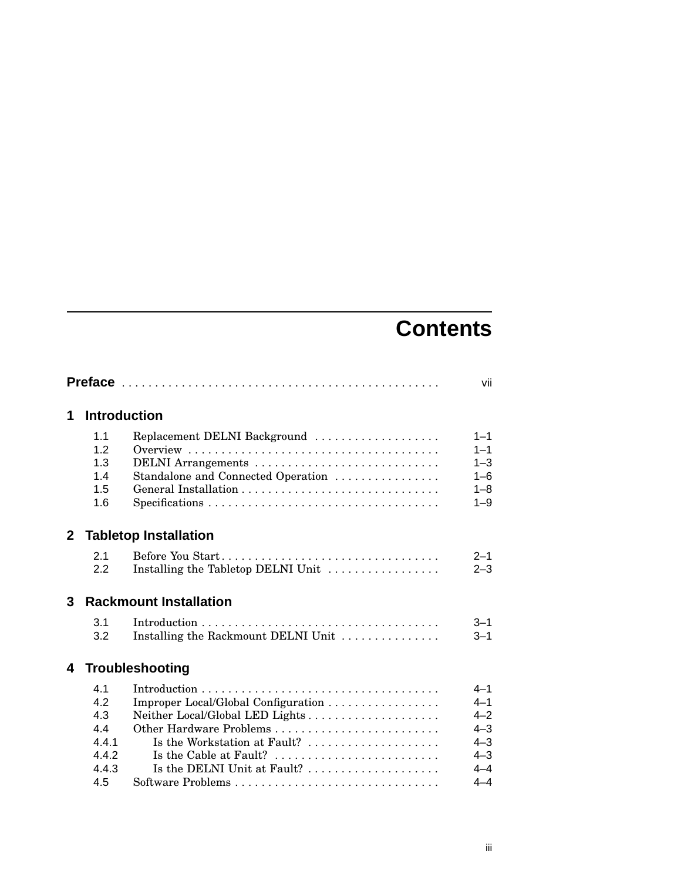# Contents

**Preface** . . . . . . . . . . . . . . . . . . . . . . . . . . . . . . . . . . . . . . . . . . . . . . vii

## 1 Introduction

| | | |
|---|---|---|
| 1.1 | Replacement DELNI Background | 1–1 |
| 1.2 | Overview | 1–1 |
| 1.3 | DELNI Arrangements | 1–3 |
| 1.4 | Standalone and Connected Operation | 1–6 |
| 1.5 | General Installation | 1–8 |
| 1.6 | Specifications | 1–9 |

## 2 Tabletop Installation

| | | |
|---|---|---|
| 2.1 | Before You Start | 2–1 |
| 2.2 | Installing the Tabletop DELNI Unit | 2–3 |

## 3 Rackmount Installation

| | | |
|---|---|---|
| 3.1 | Introduction | 3–1 |
| 3.2 | Installing the Rackmount DELNI Unit | 3–1 |

## 4 Troubleshooting

| | | |
|---|---|---|
| 4.1 | Introduction | 4–1 |
| 4.2 | Improper Local/Global Configuration | 4–1 |
| 4.3 | Neither Local/Global LED Lights | 4–2 |
| 4.4 | Other Hardware Problems | 4–3 |
| 4.4.1 | Is the Workstation at Fault? | 4–3 |
| 4.4.2 | Is the Cable at Fault? | 4–3 |
| 4.4.3 | Is the DELNI Unit at Fault? | 4–4 |
| 4.5 | Software Problems | 4–4 |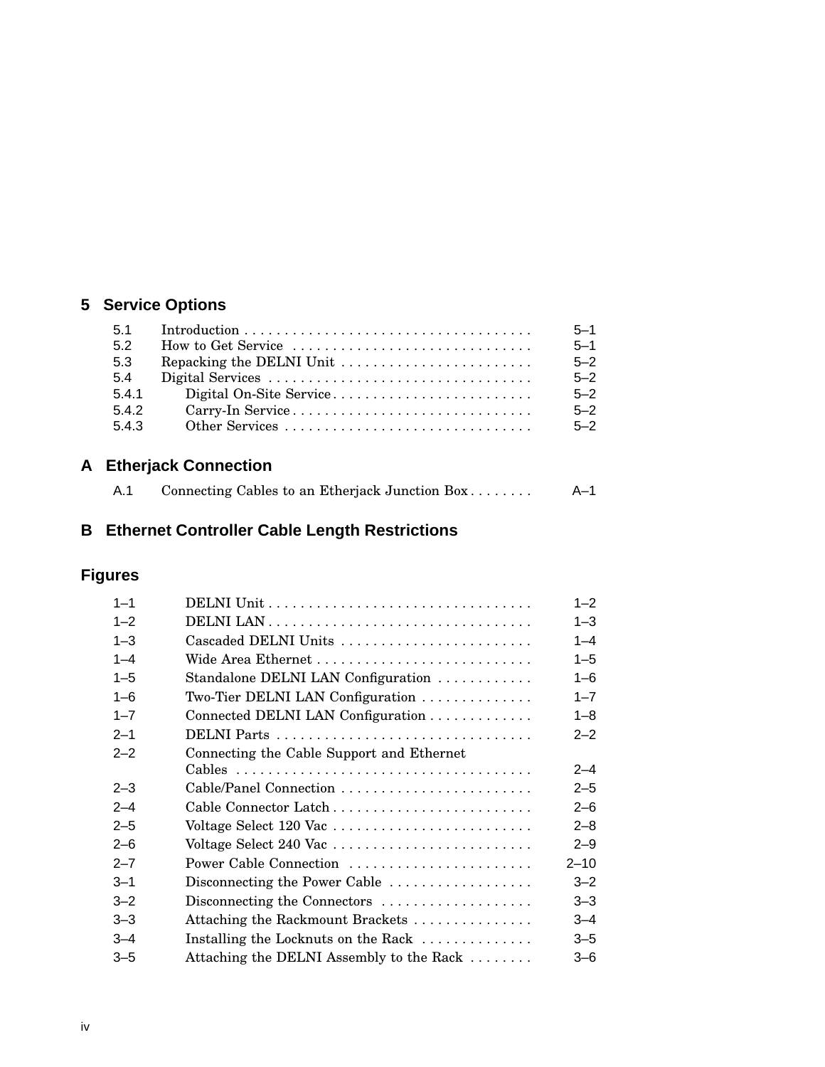## 5 Service Options

| | | |
|---|---|---|
| 5.1 | Introduction | 5–1 |
| 5.2 | How to Get Service | 5–1 |
| 5.3 | Repacking the DELNI Unit | 5–2 |
| 5.4 | Digital Services | 5–2 |
| 5.4.1 | Digital On-Site Service | 5–2 |
| 5.4.2 | Carry-In Service | 5–2 |
| 5.4.3 | Other Services | 5–2 |

## A Etherjack Connection

| | | |
|---|---|---|
| A.1 | Connecting Cables to an Etherjack Junction Box | A–1 |

## B Ethernet Controller Cable Length Restrictions

## Figures

| | | |
|---|---|---|
| 1–1 | DELNI Unit | 1–2 |
| 1–2 | DELNI LAN | 1–3 |
| 1–3 | Cascaded DELNI Units | 1–4 |
| 1–4 | Wide Area Ethernet | 1–5 |
| 1–5 | Standalone DELNI LAN Configuration | 1–6 |
| 1–6 | Two-Tier DELNI LAN Configuration | 1–7 |
| 1–7 | Connected DELNI LAN Configuration | 1–8 |
| 2–1 | DELNI Parts | 2–2 |
| 2–2 | Connecting the Cable Support and Ethernet Cables | 2–4 |
| 2–3 | Cable/Panel Connection | 2–5 |
| 2–4 | Cable Connector Latch | 2–6 |
| 2–5 | Voltage Select 120 Vac | 2–8 |
| 2–6 | Voltage Select 240 Vac | 2–9 |
| 2–7 | Power Cable Connection | 2–10 |
| 3–1 | Disconnecting the Power Cable | 3–2 |
| 3–2 | Disconnecting the Connectors | 3–3 |
| 3–3 | Attaching the Rackmount Brackets | 3–4 |
| 3–4 | Installing the Locknuts on the Rack | 3–5 |
| 3–5 | Attaching the DELNI Assembly to the Rack | 3–6 |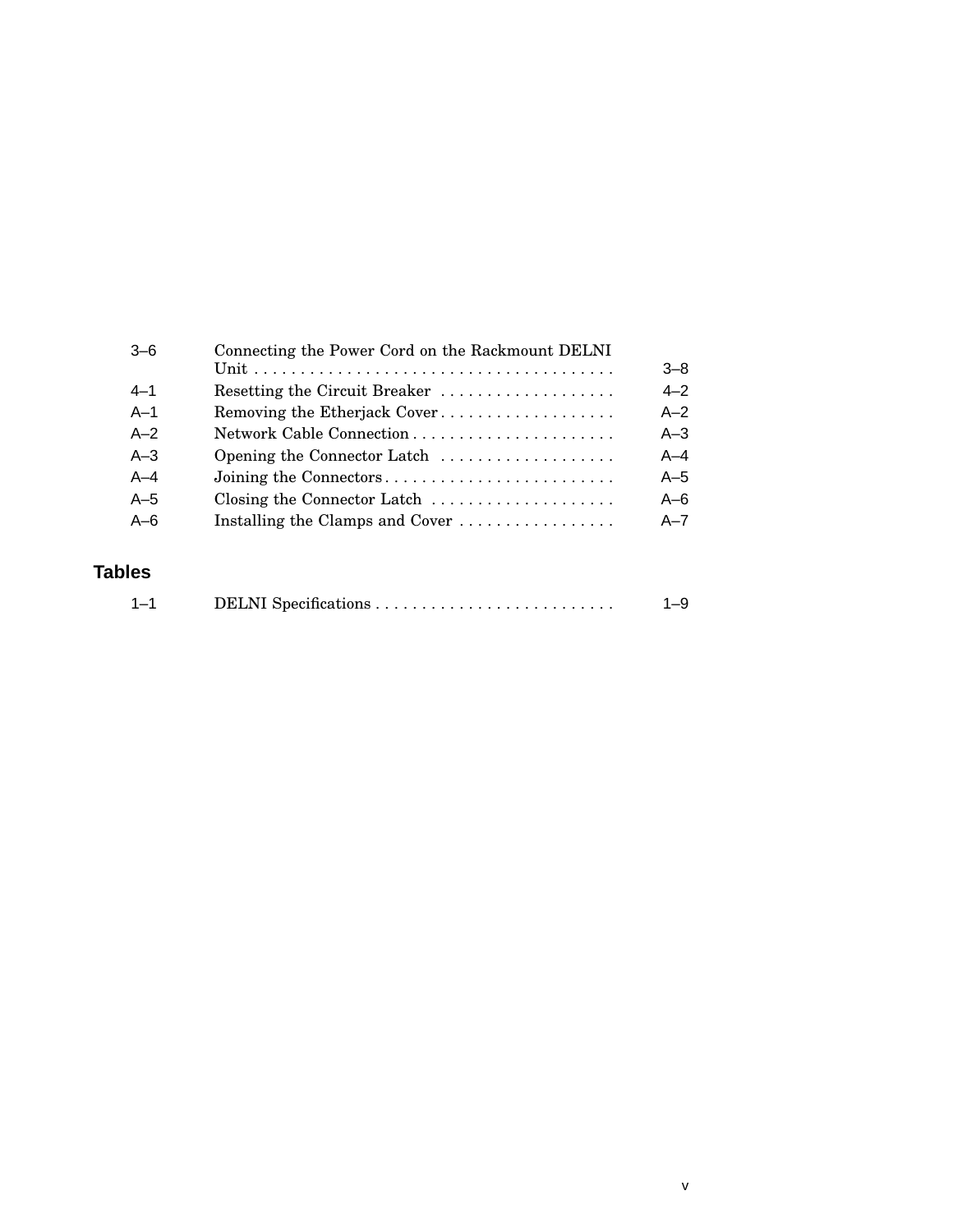| | | |
|---|---|---|
| 3–6 | Connecting the Power Cord on the Rackmount DELNI Unit | 3–8 |
| 4–1 | Resetting the Circuit Breaker | 4–2 |
| A–1 | Removing the Etherjack Cover | A–2 |
| A–2 | Network Cable Connection | A–3 |
| A–3 | Opening the Connector Latch | A–4 |
| A–4 | Joining the Connectors | A–5 |
| A–5 | Closing the Connector Latch | A–6 |
| A–6 | Installing the Clamps and Cover | A–7 |

## Tables

| | | |
|---|---|---|
| 1–1 | DELNI Specifications | 1–9 |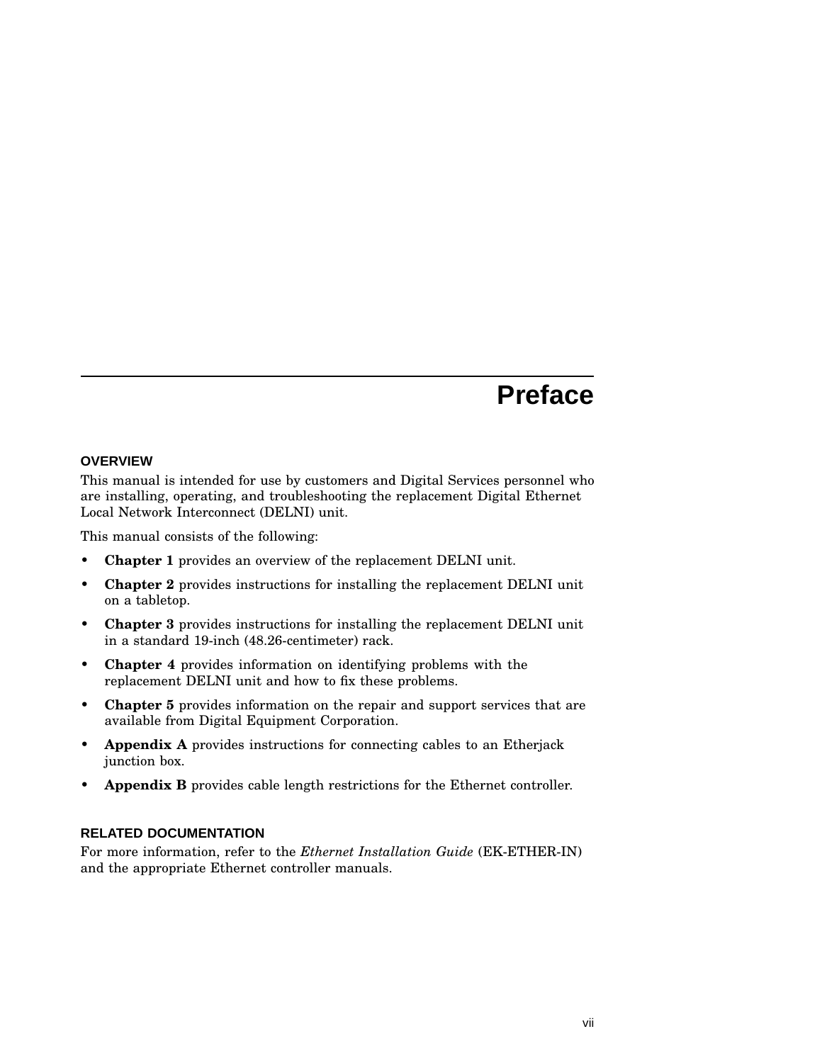# Preface

## OVERVIEW

This manual is intended for use by customers and Digital Services personnel who are installing, operating, and troubleshooting the replacement Digital Ethernet Local Network Interconnect (DELNI) unit.

This manual consists of the following:

- **Chapter 1** provides an overview of the replacement DELNI unit.
- **Chapter 2** provides instructions for installing the replacement DELNI unit on a tabletop.
- **Chapter 3** provides instructions for installing the replacement DELNI unit in a standard 19-inch (48.26-centimeter) rack.
- **Chapter 4** provides information on identifying problems with the replacement DELNI unit and how to fix these problems.
- **Chapter 5** provides information on the repair and support services that are available from Digital Equipment Corporation.
- **Appendix A** provides instructions for connecting cables to an Etherjack junction box.
- **Appendix B** provides cable length restrictions for the Ethernet controller.

## RELATED DOCUMENTATION

For more information, refer to the *Ethernet Installation Guide* (EK-ETHER-IN) and the appropriate Ethernet controller manuals.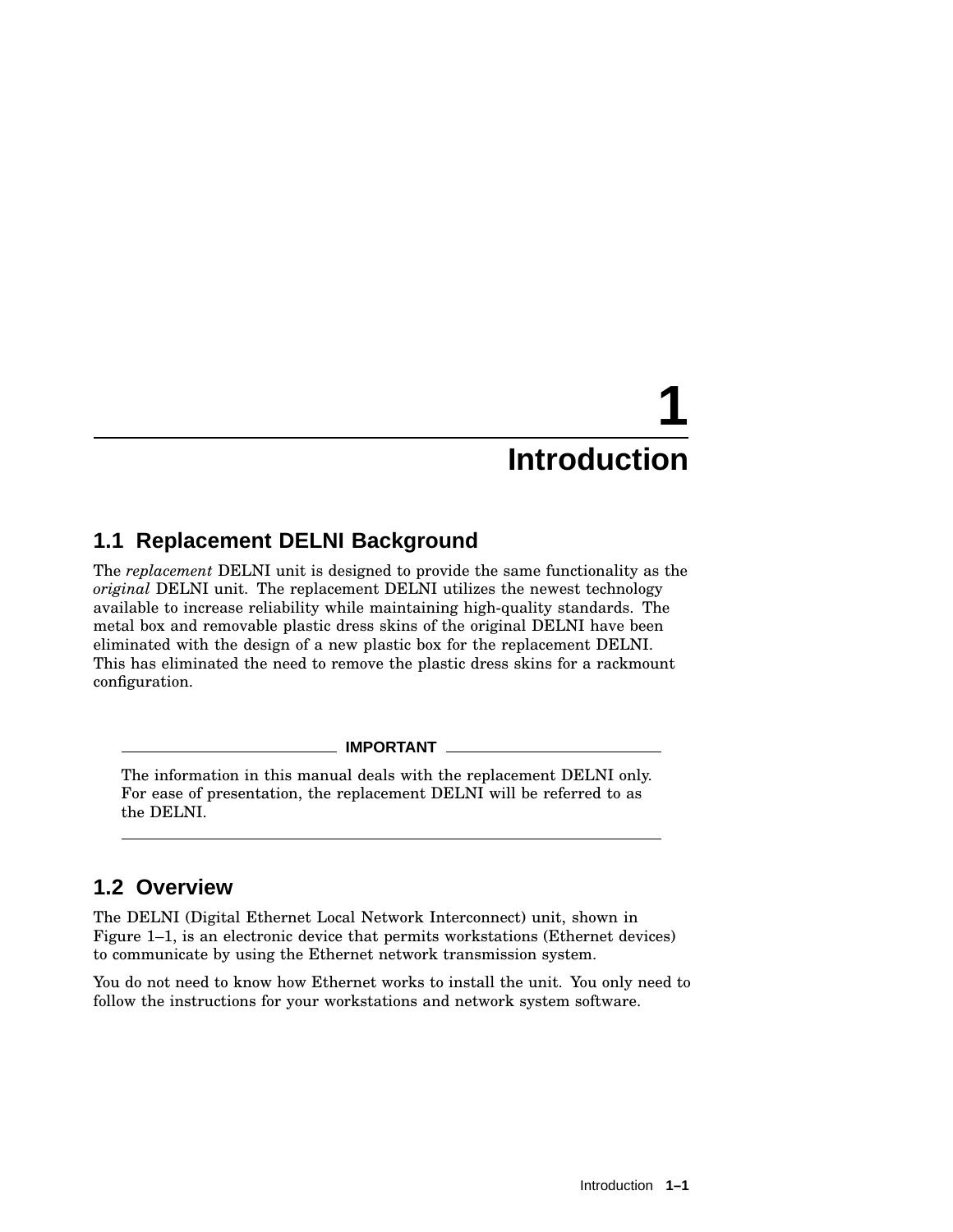# 1 Introduction

## 1.1 Replacement DELNI Background

The *replacement* DELNI unit is designed to provide the same functionality as the *original* DELNI unit. The replacement DELNI utilizes the newest technology available to increase reliability while maintaining high-quality standards. The metal box and removable plastic dress skins of the original DELNI have been eliminated with the design of a new plastic box for the replacement DELNI. This has eliminated the need to remove the plastic dress skins for a rackmount configuration.

---

**IMPORTANT**

The information in this manual deals with the replacement DELNI only. For ease of presentation, the replacement DELNI will be referred to as the DELNI.

---

## 1.2 Overview

The DELNI (Digital Ethernet Local Network Interconnect) unit, shown in Figure 1–1, is an electronic device that permits workstations (Ethernet devices) to communicate by using the Ethernet network transmission system.

You do not need to know how Ethernet works to install the unit. You only need to follow the instructions for your workstations and network system software.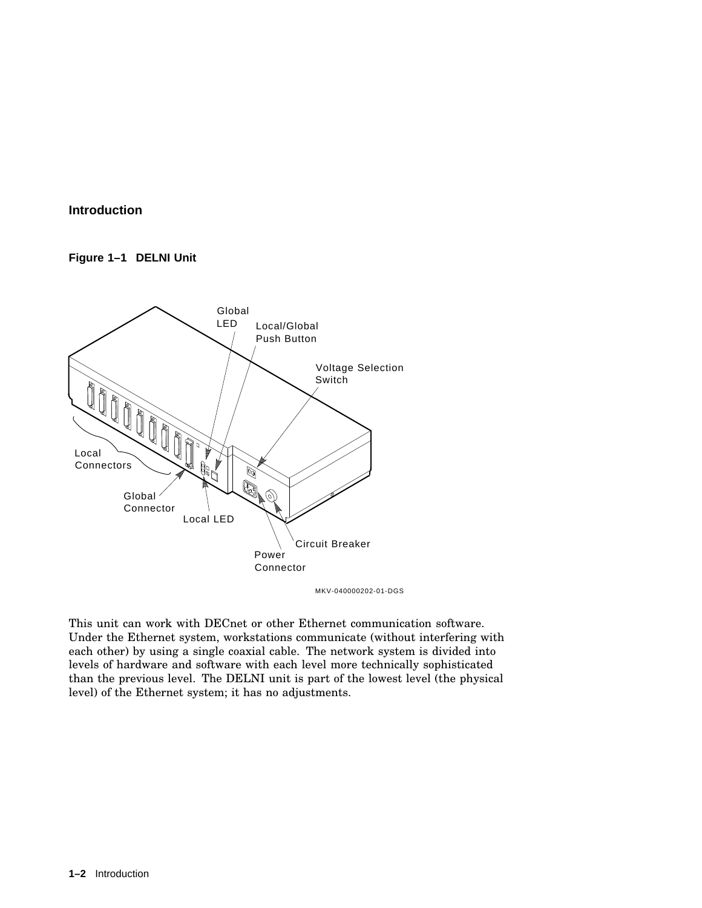## Introduction

**Figure 1–1 DELNI Unit**

Global LED

Local/Global Push Button

Voltage Selection Switch

Local Connectors

Global Connector

Local LED

Circuit Breaker

Power Connector

MKV-040000202-01-DGS

This unit can work with DECnet or other Ethernet communication software. Under the Ethernet system, workstations communicate (without interfering with each other) by using a single coaxial cable. The network system is divided into levels of hardware and software with each level more technically sophisticated than the previous level. The DELNI unit is part of the lowest level (the physical level) of the Ethernet system; it has no adjustments.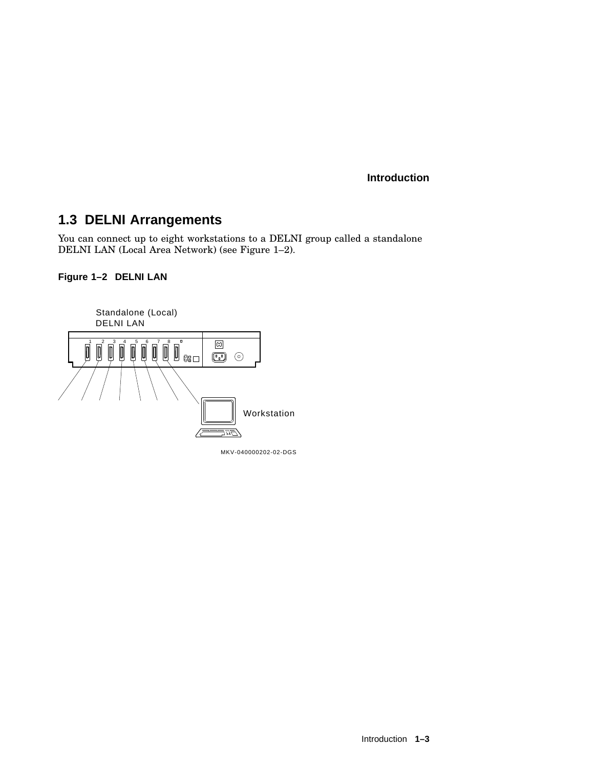## 1.3 DELNI Arrangements

You can connect up to eight workstations to a DELNI group called a standalone DELNI LAN (Local Area Network) (see Figure 1–2).

**Figure 1–2 DELNI LAN**

Standalone (Local) DELNI LAN

Workstation

MKV-040000202-02-DGS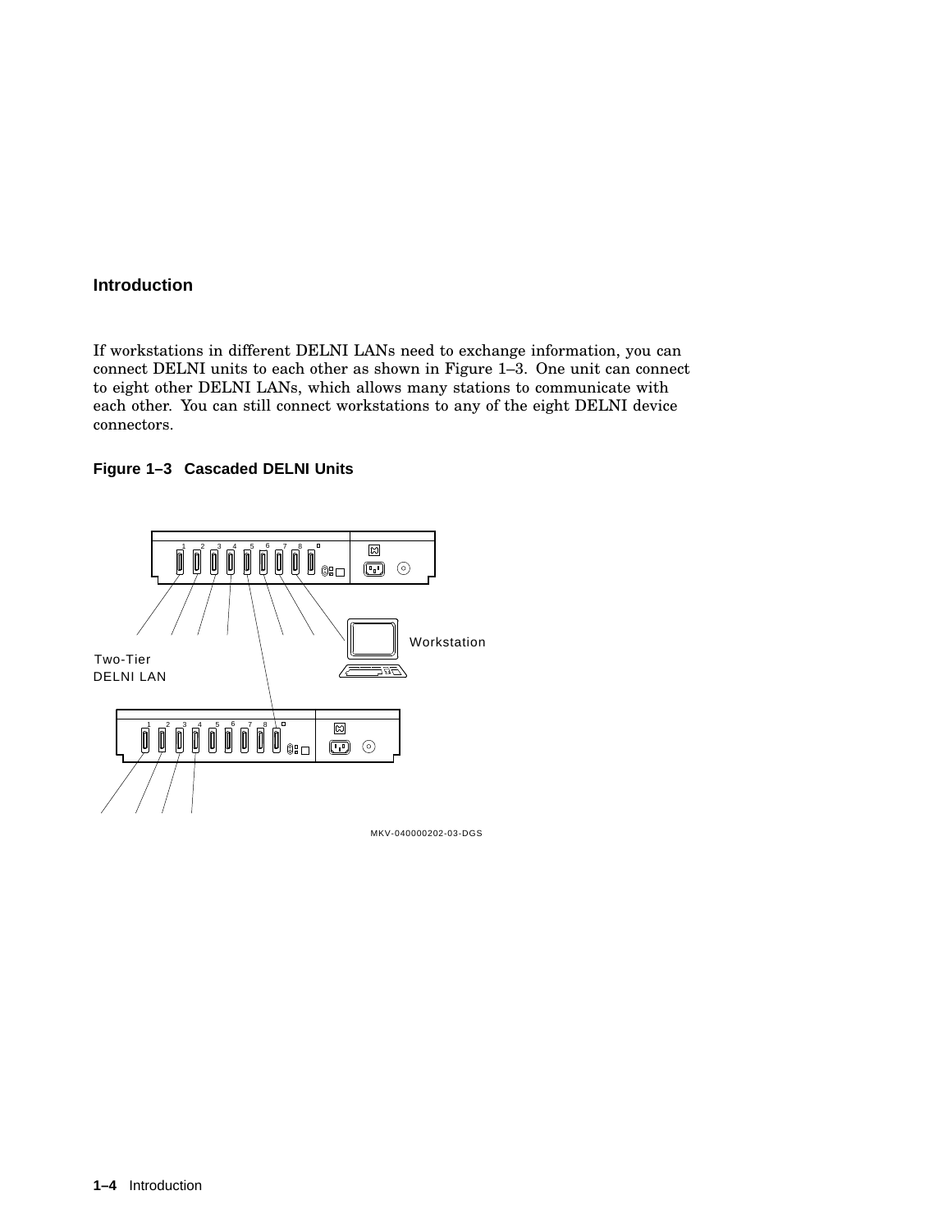## Introduction

If workstations in different DELNI LANs need to exchange information, you can connect DELNI units to each other as shown in Figure 1–3. One unit can connect to eight other DELNI LANs, which allows many stations to communicate with each other. You can still connect workstations to any of the eight DELNI device connectors.

**Figure 1–3 Cascaded DELNI Units**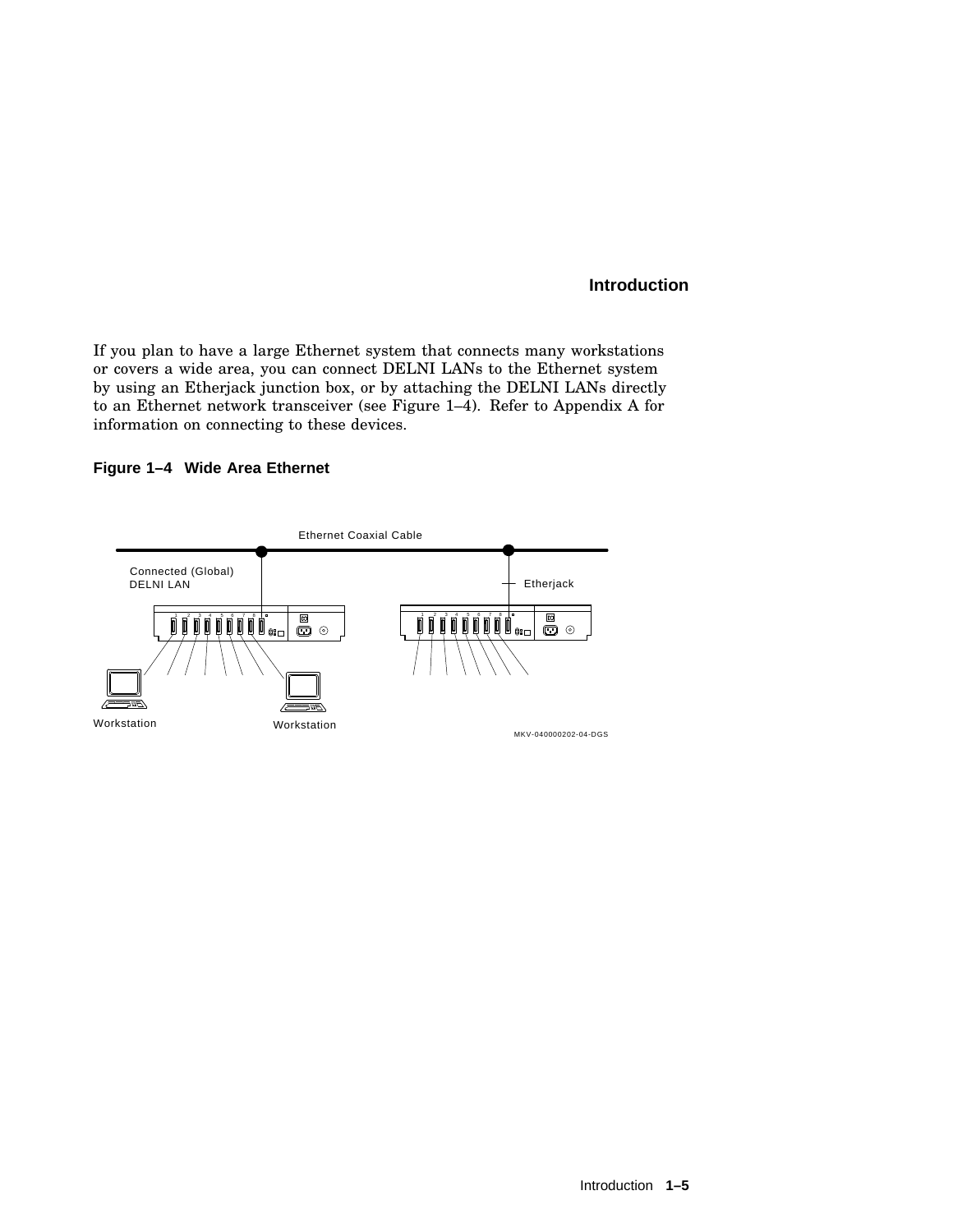If you plan to have a large Ethernet system that connects many workstations or covers a wide area, you can connect DELNI LANs to the Ethernet system by using an Etherjack junction box, or by attaching the DELNI LANs directly to an Ethernet network transceiver (see Figure 1–4). Refer to Appendix A for information on connecting to these devices.

**Figure 1–4 Wide Area Ethernet**

Ethernet Coaxial Cable

Connected (Global) DELNI LAN

Etherjack

Workstation

Workstation

MKV-040000202-04-DGS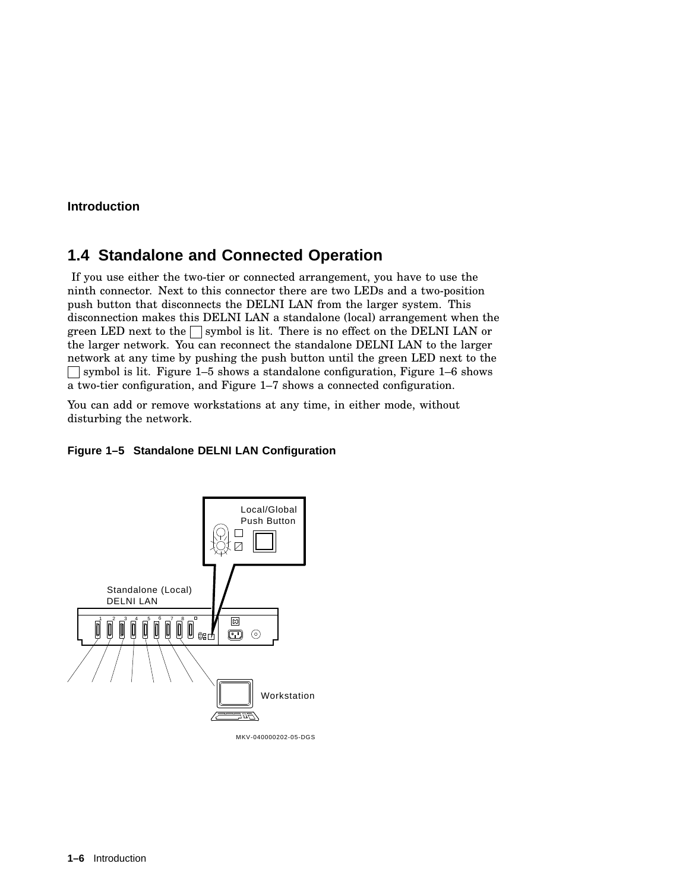## 1.4 Standalone and Connected Operation

If you use either the two-tier or connected arrangement, you have to use the ninth connector. Next to this connector there are two LEDs and a two-position push button that disconnects the DELNI LAN from the larger system. This disconnection makes this DELNI LAN a standalone (local) arrangement when the green LED next to the □ symbol is lit. There is no effect on the DELNI LAN or the larger network. You can reconnect the standalone DELNI LAN to the larger network at any time by pushing the push button until the green LED next to the □ symbol is lit. Figure 1–5 shows a standalone configuration, Figure 1–6 shows a two-tier configuration, and Figure 1–7 shows a connected configuration.

You can add or remove workstations at any time, in either mode, without disturbing the network.

**Figure 1–5 Standalone DELNI LAN Configuration**

Local/Global Push Button

Standalone (Local) DELNI LAN

Workstation

MKV-040000202-05-DGS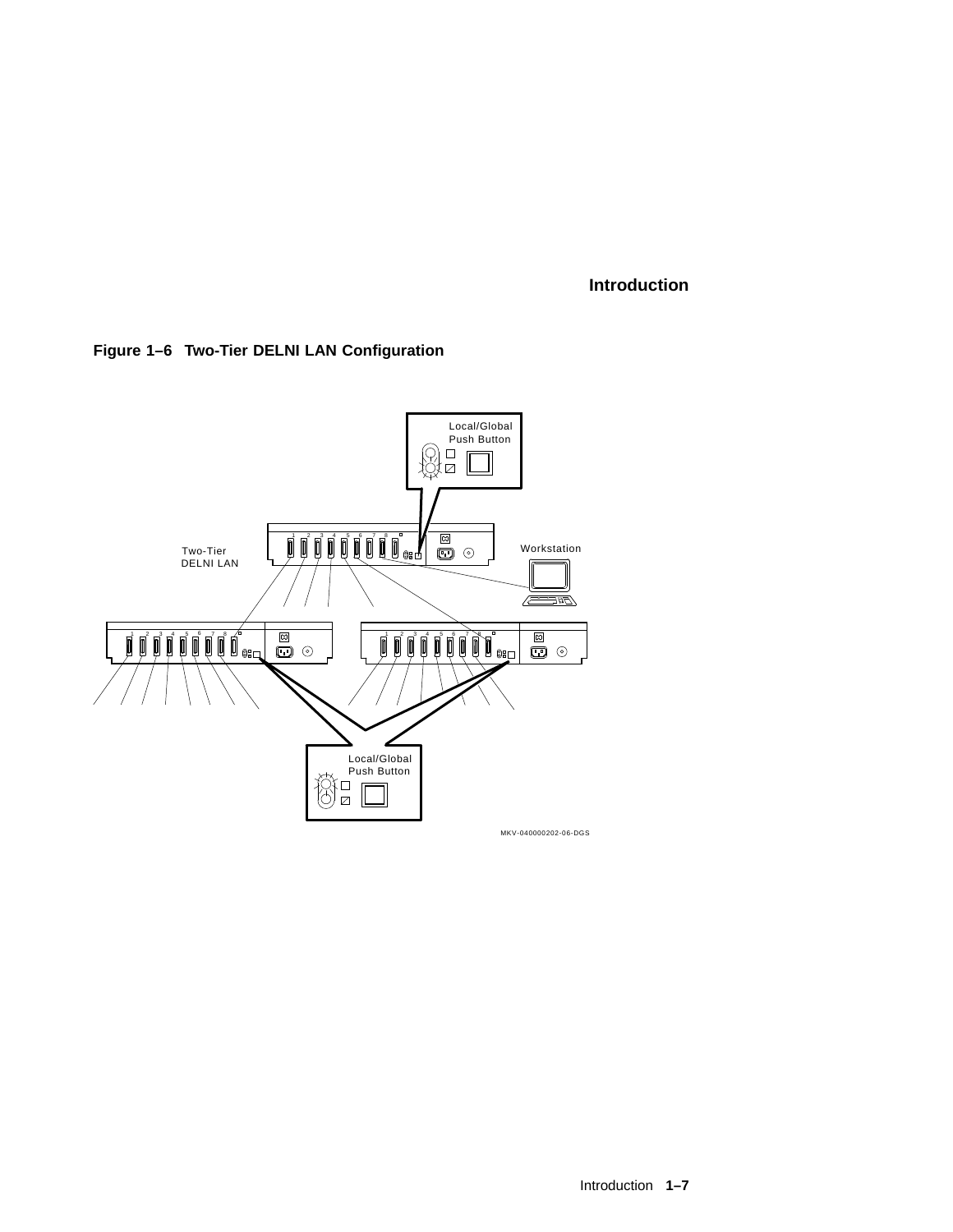**Figure 1–6 Two-Tier DELNI LAN Configuration**

Local/Global
Push Button

Two-Tier
DELNI LAN

Workstation

Local/Global
Push Button

MKV-040000202-06-DGS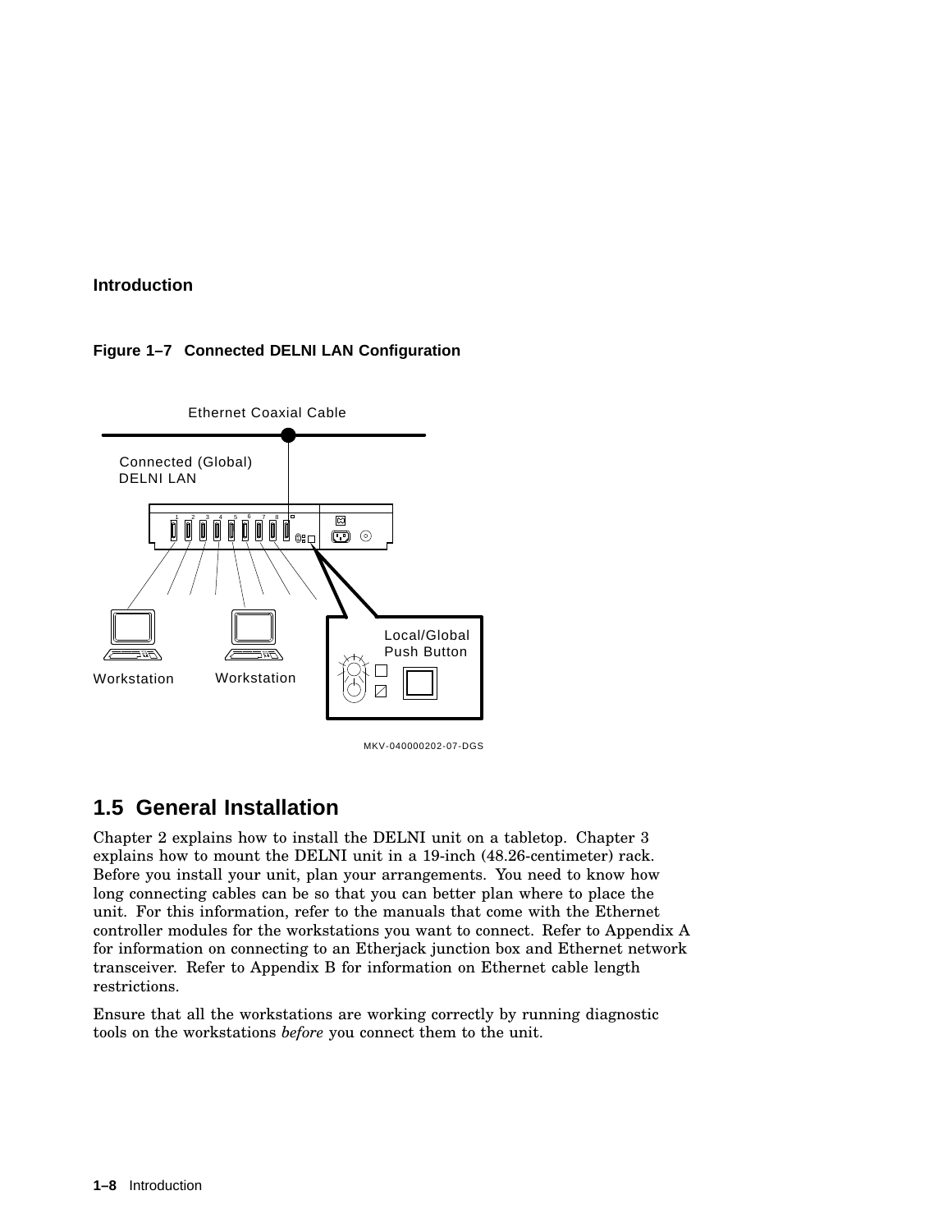**Figure 1–7 Connected DELNI LAN Configuration**

## 1.5 General Installation

Chapter 2 explains how to install the DELNI unit on a tabletop. Chapter 3 explains how to mount the DELNI unit in a 19-inch (48.26-centimeter) rack. Before you install your unit, plan your arrangements. You need to know how long connecting cables can be so that you can better plan where to place the unit. For this information, refer to the manuals that come with the Ethernet controller modules for the workstations you want to connect. Refer to Appendix A for information on connecting to an Etherjack junction box and Ethernet network transceiver. Refer to Appendix B for information on Ethernet cable length restrictions.

Ensure that all the workstations are working correctly by running diagnostic tools on the workstations *before* you connect them to the unit.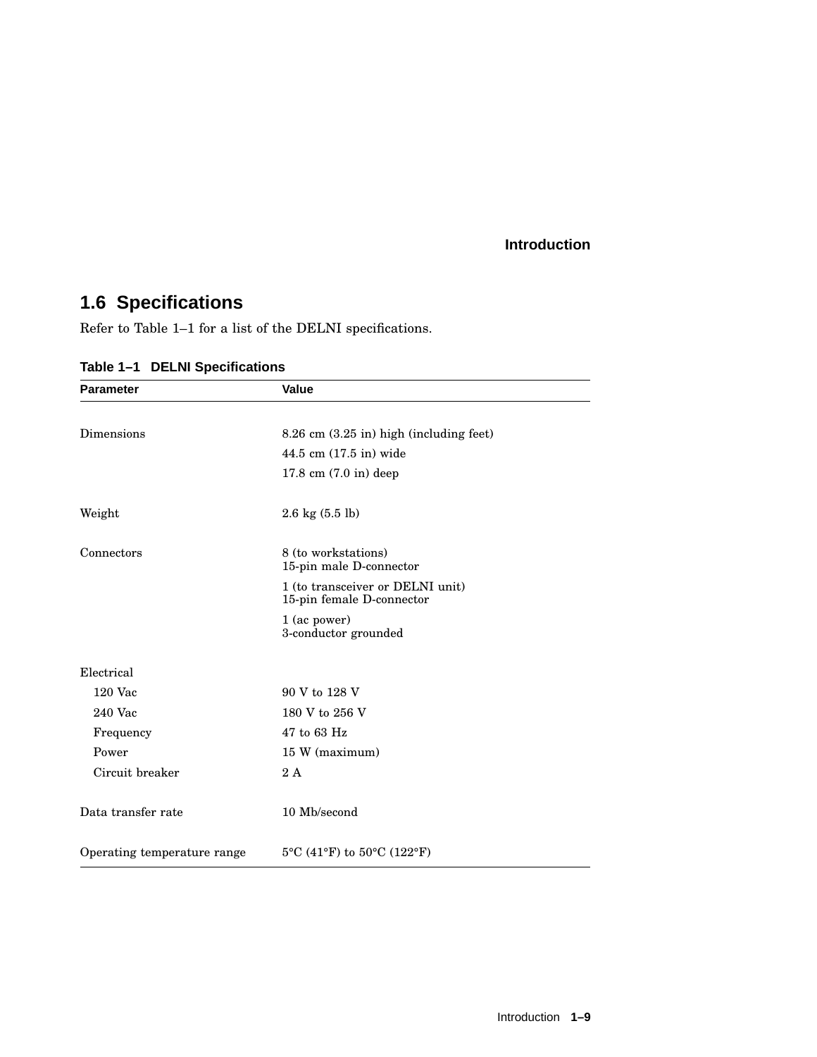## 1.6 Specifications

Refer to Table 1–1 for a list of the DELNI specifications.

**Table 1–1 DELNI Specifications**

| Parameter | Value |
|---|---|
| Dimensions | 8.26 cm (3.25 in) high (including feet) |
| | 44.5 cm (17.5 in) wide |
| | 17.8 cm (7.0 in) deep |
| Weight | 2.6 kg (5.5 lb) |
| Connectors | 8 (to workstations) 15-pin male D-connector |
| | 1 (to transceiver or DELNI unit) 15-pin female D-connector |
| | 1 (ac power) 3-conductor grounded |
| Electrical | |
| 120 Vac | 90 V to 128 V |
| 240 Vac | 180 V to 256 V |
| Frequency | 47 to 63 Hz |
| Power | 15 W (maximum) |
| Circuit breaker | 2 A |
| Data transfer rate | 10 Mb/second |
| Operating temperature range | 5°C (41°F) to 50°C (122°F) |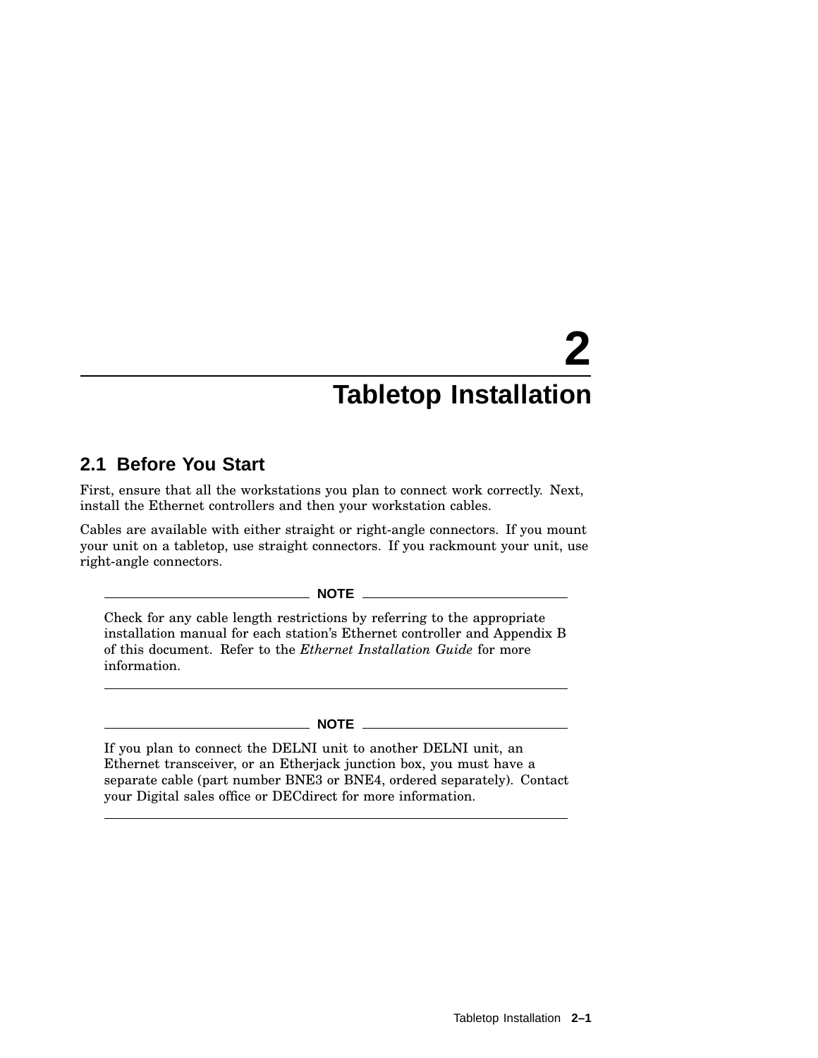# 2 Tabletop Installation

## 2.1 Before You Start

First, ensure that all the workstations you plan to connect work correctly. Next, install the Ethernet controllers and then your workstation cables.

Cables are available with either straight or right-angle connectors. If you mount your unit on a tabletop, use straight connectors. If you rackmount your unit, use right-angle connectors.

---

**NOTE**

Check for any cable length restrictions by referring to the appropriate installation manual for each station's Ethernet controller and Appendix B of this document. Refer to the *Ethernet Installation Guide* for more information.

---

**NOTE**

If you plan to connect the DELNI unit to another DELNI unit, an Ethernet transceiver, or an Etherjack junction box, you must have a separate cable (part number BNE3 or BNE4, ordered separately). Contact your Digital sales office or DECdirect for more information.

---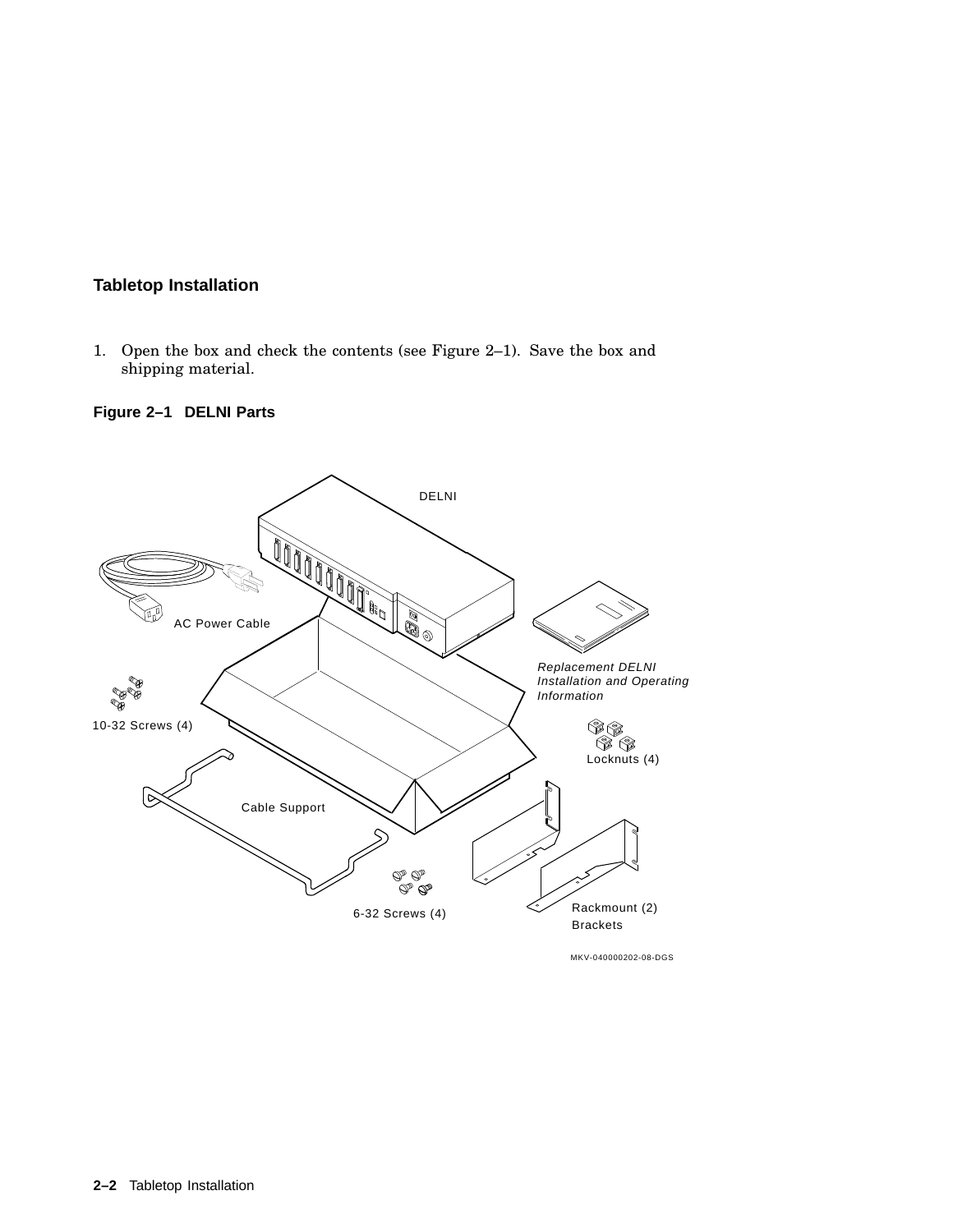### Tabletop Installation

1. Open the box and check the contents (see Figure 2–1). Save the box and shipping material.

**Figure 2–1 DELNI Parts**

DELNI

AC Power Cable

*Replacement DELNI Installation and Operating Information*

10-32 Screws (4)

Locknuts (4)

Cable Support

6-32 Screws (4)

Rackmount (2) Brackets

MKV-040000202-08-DGS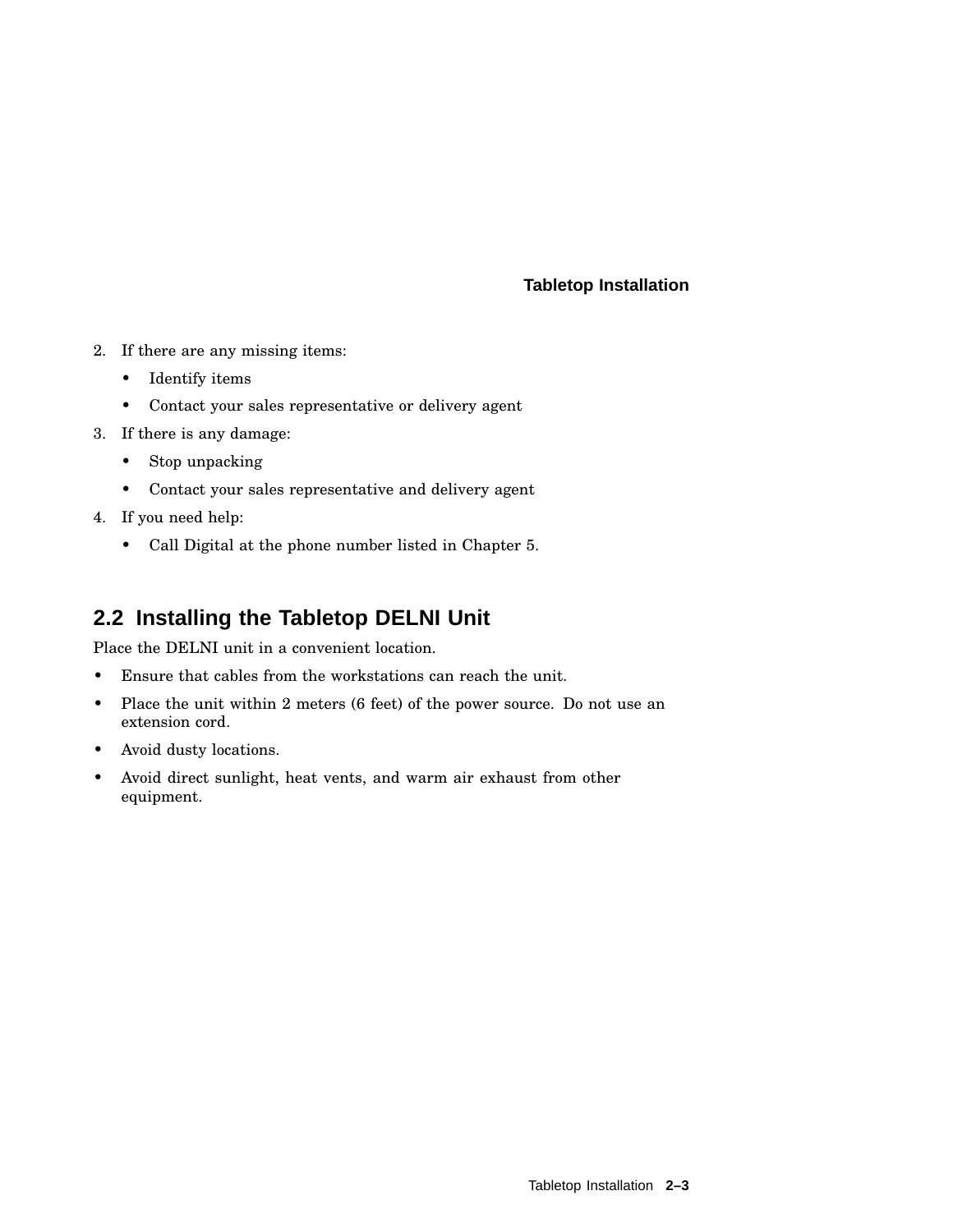2. If there are any missing items:
   - Identify items
   - Contact your sales representative or delivery agent
3. If there is any damage:
   - Stop unpacking
   - Contact your sales representative and delivery agent
4. If you need help:
   - Call Digital at the phone number listed in Chapter 5.

## 2.2 Installing the Tabletop DELNI Unit

Place the DELNI unit in a convenient location.

- Ensure that cables from the workstations can reach the unit.
- Place the unit within 2 meters (6 feet) of the power source. Do not use an extension cord.
- Avoid dusty locations.
- Avoid direct sunlight, heat vents, and warm air exhaust from other equipment.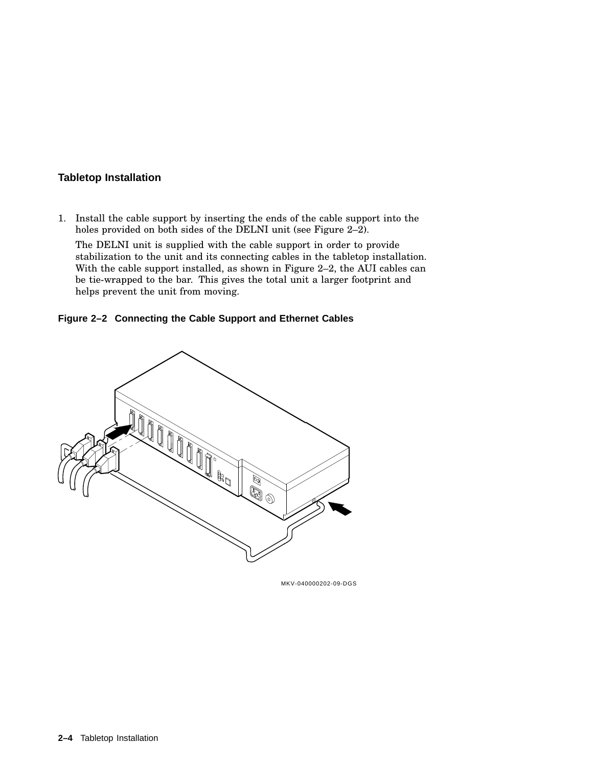### Tabletop Installation

1. Install the cable support by inserting the ends of the cable support into the holes provided on both sides of the DELNI unit (see Figure 2–2).

   The DELNI unit is supplied with the cable support in order to provide stabilization to the unit and its connecting cables in the tabletop installation. With the cable support installed, as shown in Figure 2–2, the AUI cables can be tie-wrapped to the bar. This gives the total unit a larger footprint and helps prevent the unit from moving.

**Figure 2–2 Connecting the Cable Support and Ethernet Cables**

MKV-040000202-09-DGS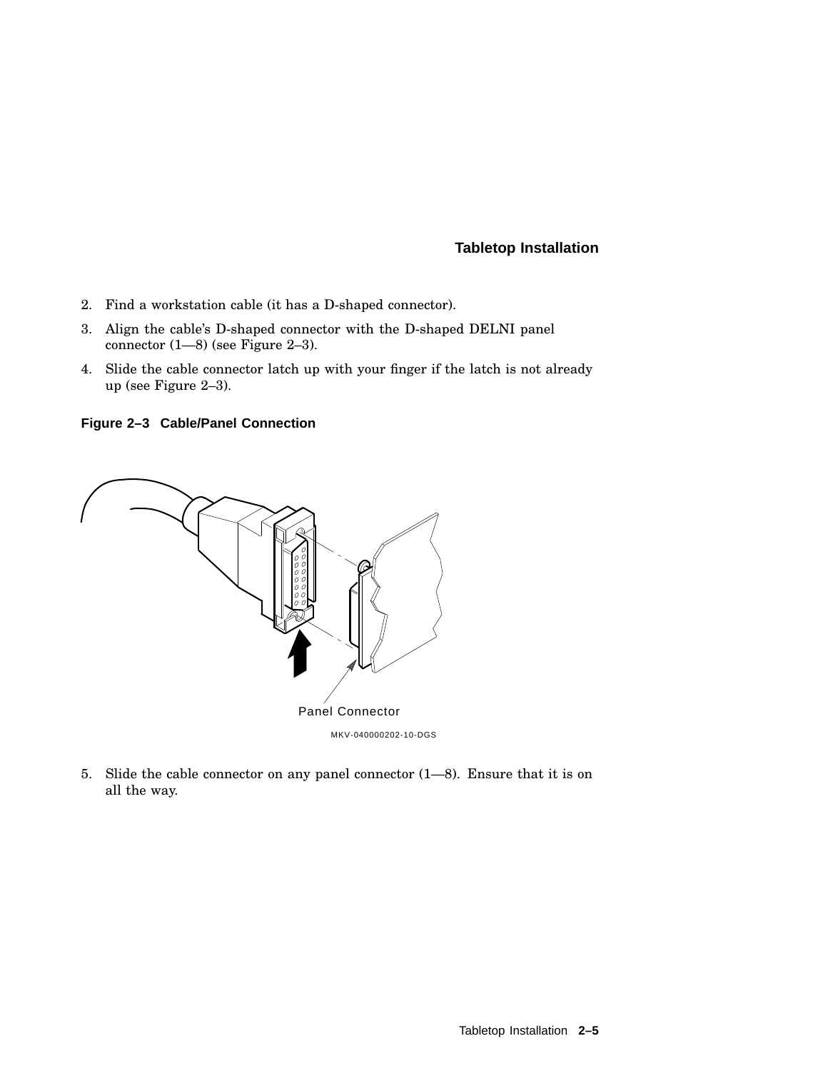2. Find a workstation cable (it has a D-shaped connector).
3. Align the cable's D-shaped connector with the D-shaped DELNI panel connector (1—8) (see Figure 2–3).
4. Slide the cable connector latch up with your finger if the latch is not already up (see Figure 2–3).

**Figure 2–3 Cable/Panel Connection**

Panel Connector

MKV-040000202-10-DGS

5. Slide the cable connector on any panel connector (1—8). Ensure that it is on all the way.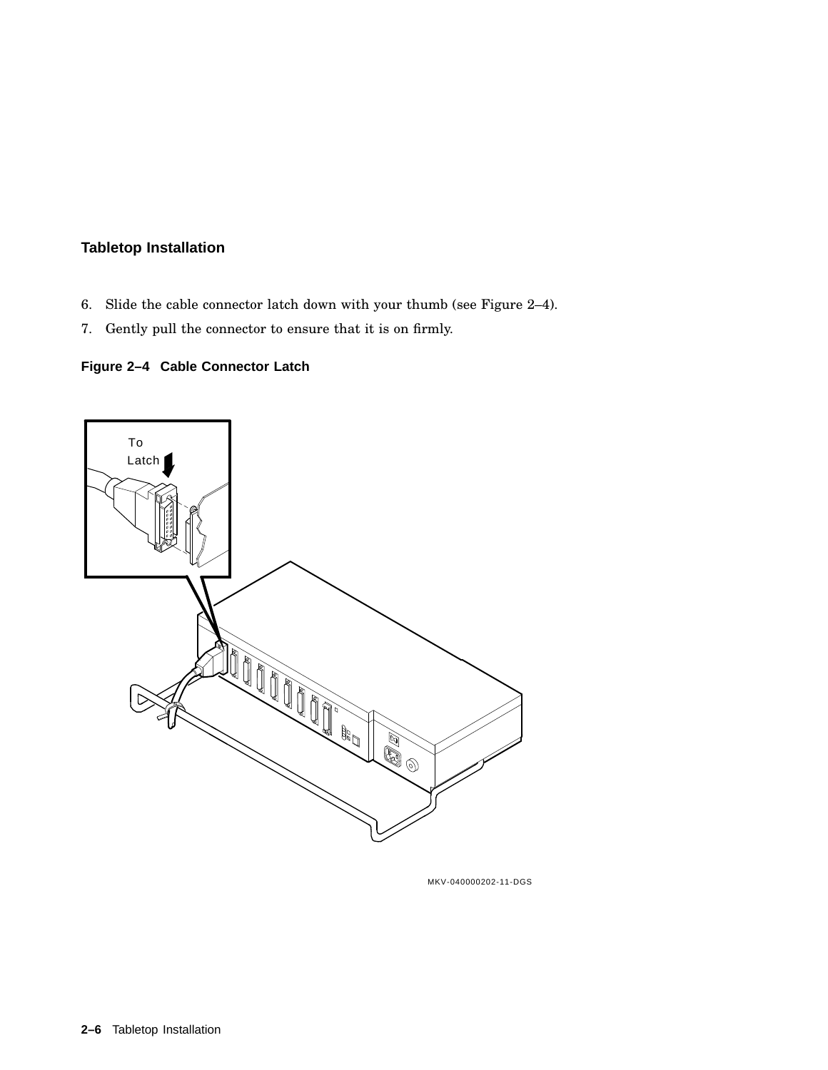## Tabletop Installation

6. Slide the cable connector latch down with your thumb (see Figure 2–4).
7. Gently pull the connector to ensure that it is on firmly.

**Figure 2–4 Cable Connector Latch**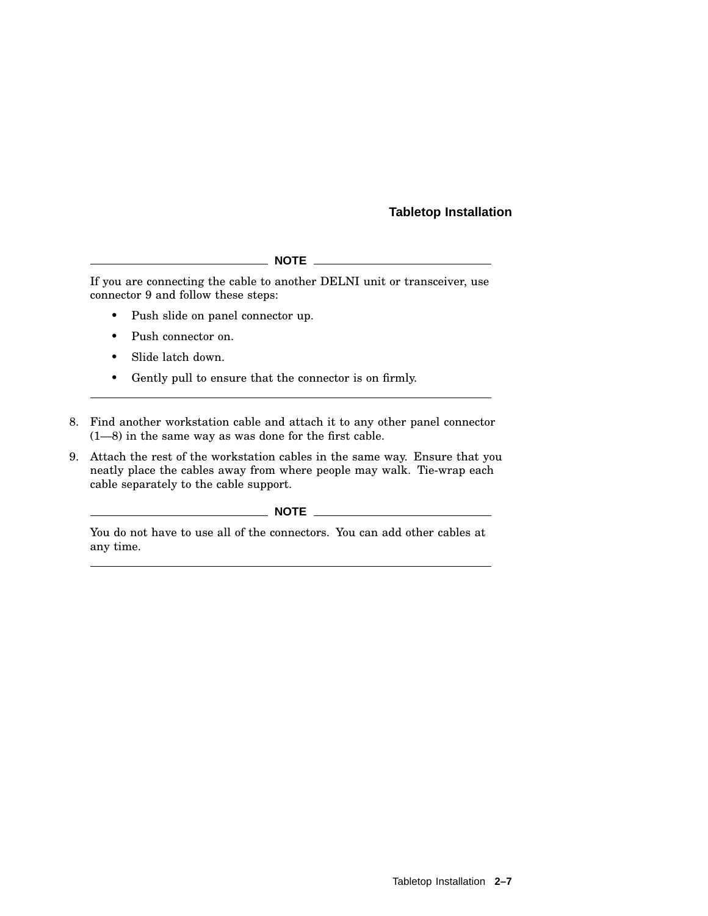**NOTE**

If you are connecting the cable to another DELNI unit or transceiver, use connector 9 and follow these steps:

- Push slide on panel connector up.
- Push connector on.
- Slide latch down.
- Gently pull to ensure that the connector is on firmly.

---

8. Find another workstation cable and attach it to any other panel connector (1—8) in the same way as was done for the first cable.
9. Attach the rest of the workstation cables in the same way. Ensure that you neatly place the cables away from where people may walk. Tie-wrap each cable separately to the cable support.

**NOTE**

You do not have to use all of the connectors. You can add other cables at any time.

---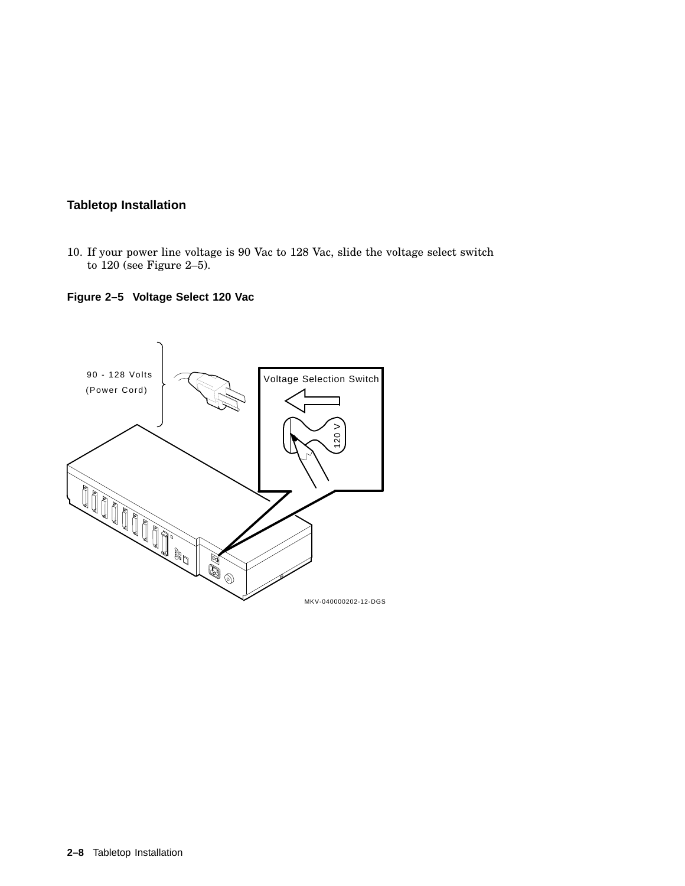## Tabletop Installation

10. If your power line voltage is 90 Vac to 128 Vac, slide the voltage select switch to 120 (see Figure 2–5).

**Figure 2–5 Voltage Select 120 Vac**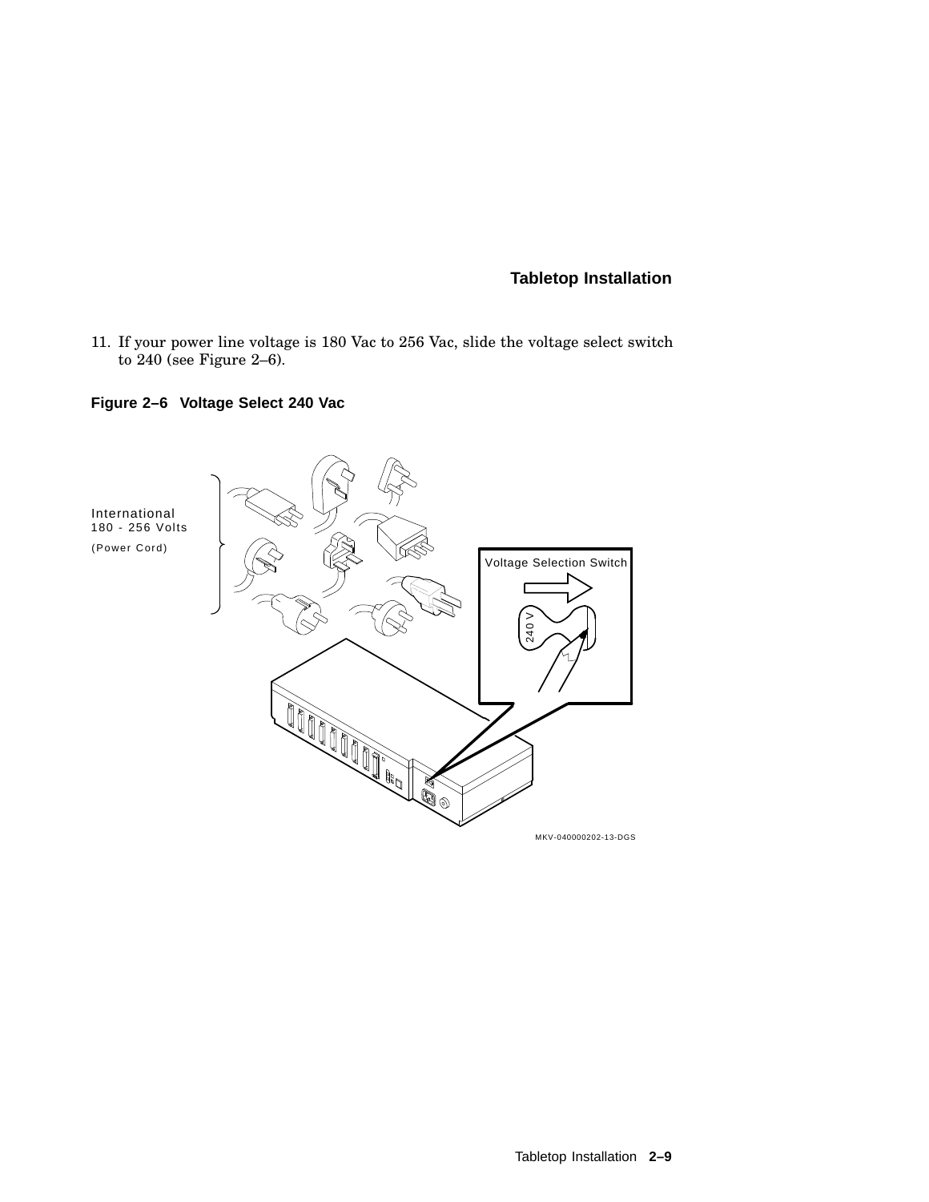11. If your power line voltage is 180 Vac to 256 Vac, slide the voltage select switch to 240 (see Figure 2–6).

**Figure 2–6 Voltage Select 240 Vac**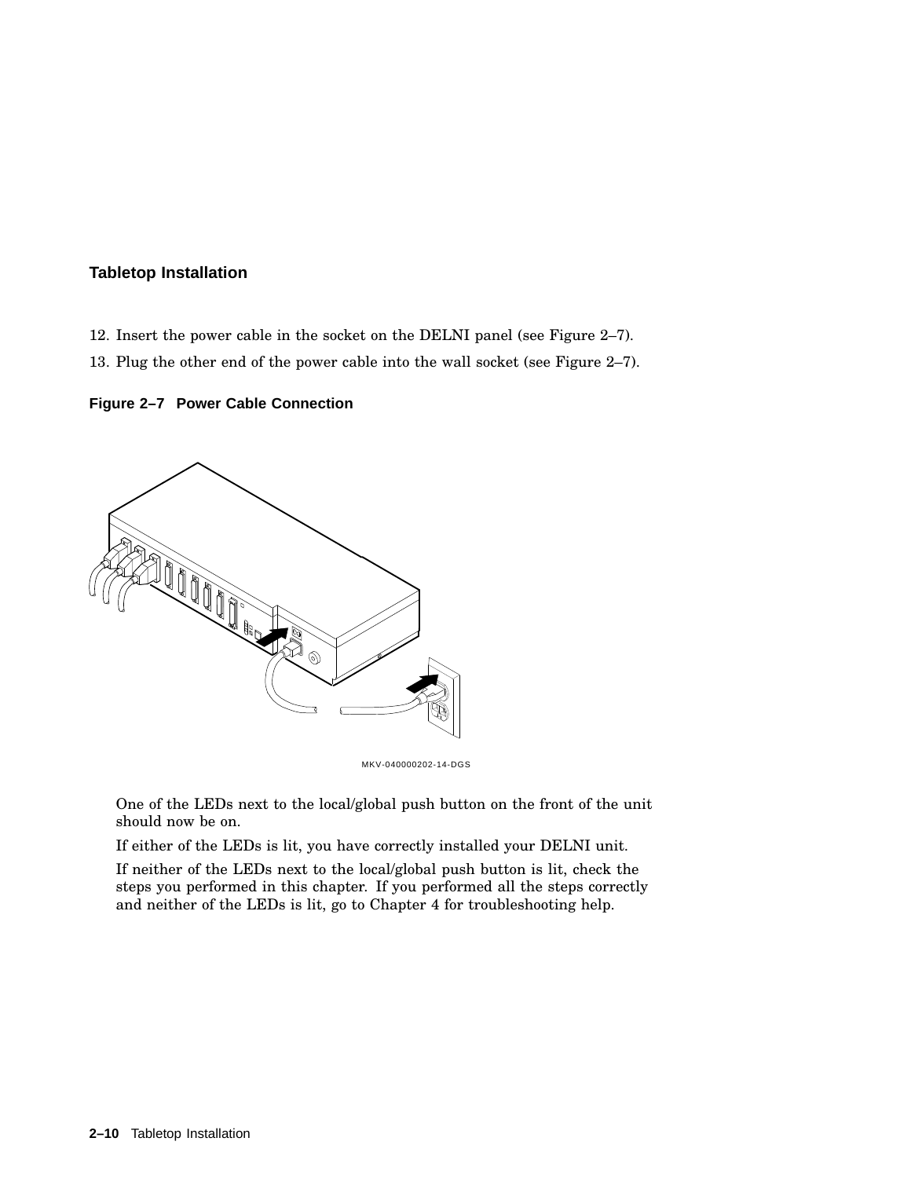## Tabletop Installation

12. Insert the power cable in the socket on the DELNI panel (see Figure 2–7).
13. Plug the other end of the power cable into the wall socket (see Figure 2–7).

**Figure 2–7 Power Cable Connection**

MKV-040000202-14-DGS

One of the LEDs next to the local/global push button on the front of the unit should now be on.

If either of the LEDs is lit, you have correctly installed your DELNI unit.

If neither of the LEDs next to the local/global push button is lit, check the steps you performed in this chapter. If you performed all the steps correctly and neither of the LEDs is lit, go to Chapter 4 for troubleshooting help.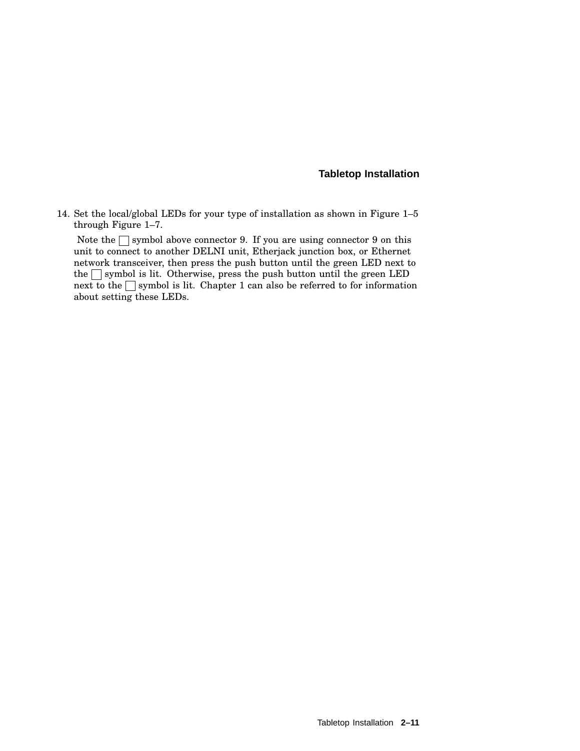14. Set the local/global LEDs for your type of installation as shown in Figure 1–5 through Figure 1–7.

    Note the ☐ symbol above connector 9. If you are using connector 9 on this unit to connect to another DELNI unit, Etherjack junction box, or Ethernet network transceiver, then press the push button until the green LED next to the ☐ symbol is lit. Otherwise, press the push button until the green LED next to the ☐ symbol is lit. Chapter 1 can also be referred to for information about setting these LEDs.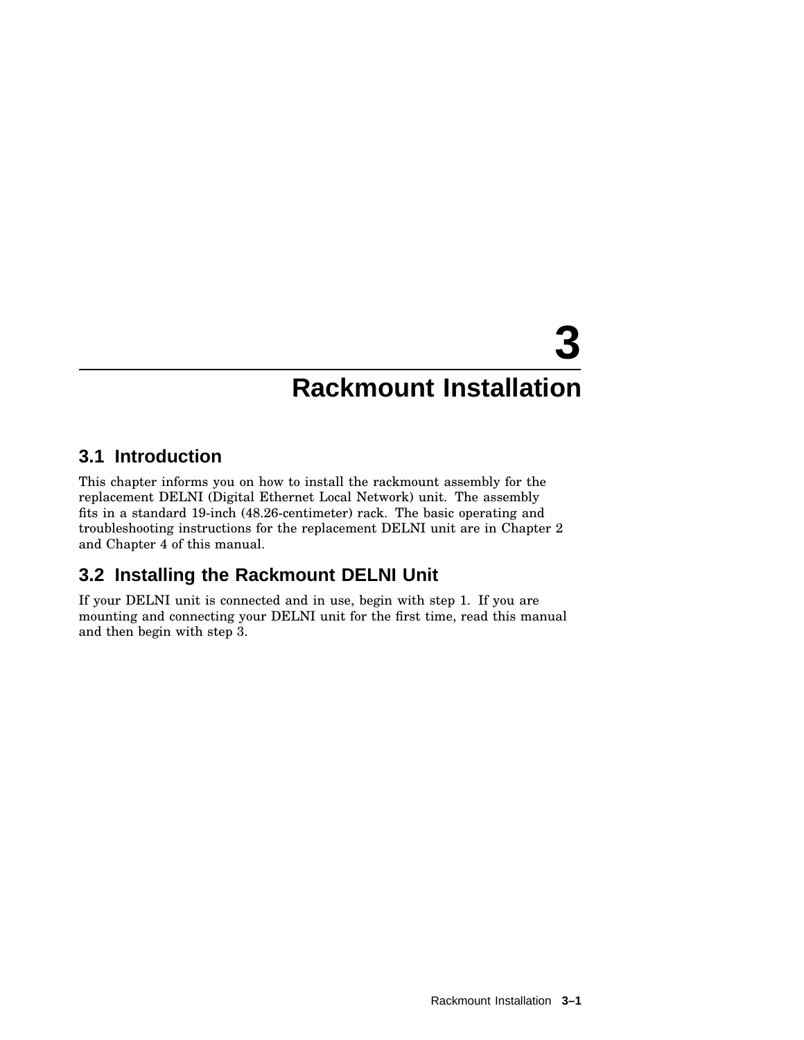# 3 Rackmount Installation

## 3.1 Introduction

This chapter informs you on how to install the rackmount assembly for the replacement DELNI (Digital Ethernet Local Network) unit. The assembly fits in a standard 19-inch (48.26-centimeter) rack. The basic operating and troubleshooting instructions for the replacement DELNI unit are in Chapter 2 and Chapter 4 of this manual.

## 3.2 Installing the Rackmount DELNI Unit

If your DELNI unit is connected and in use, begin with step 1. If you are mounting and connecting your DELNI unit for the first time, read this manual and then begin with step 3.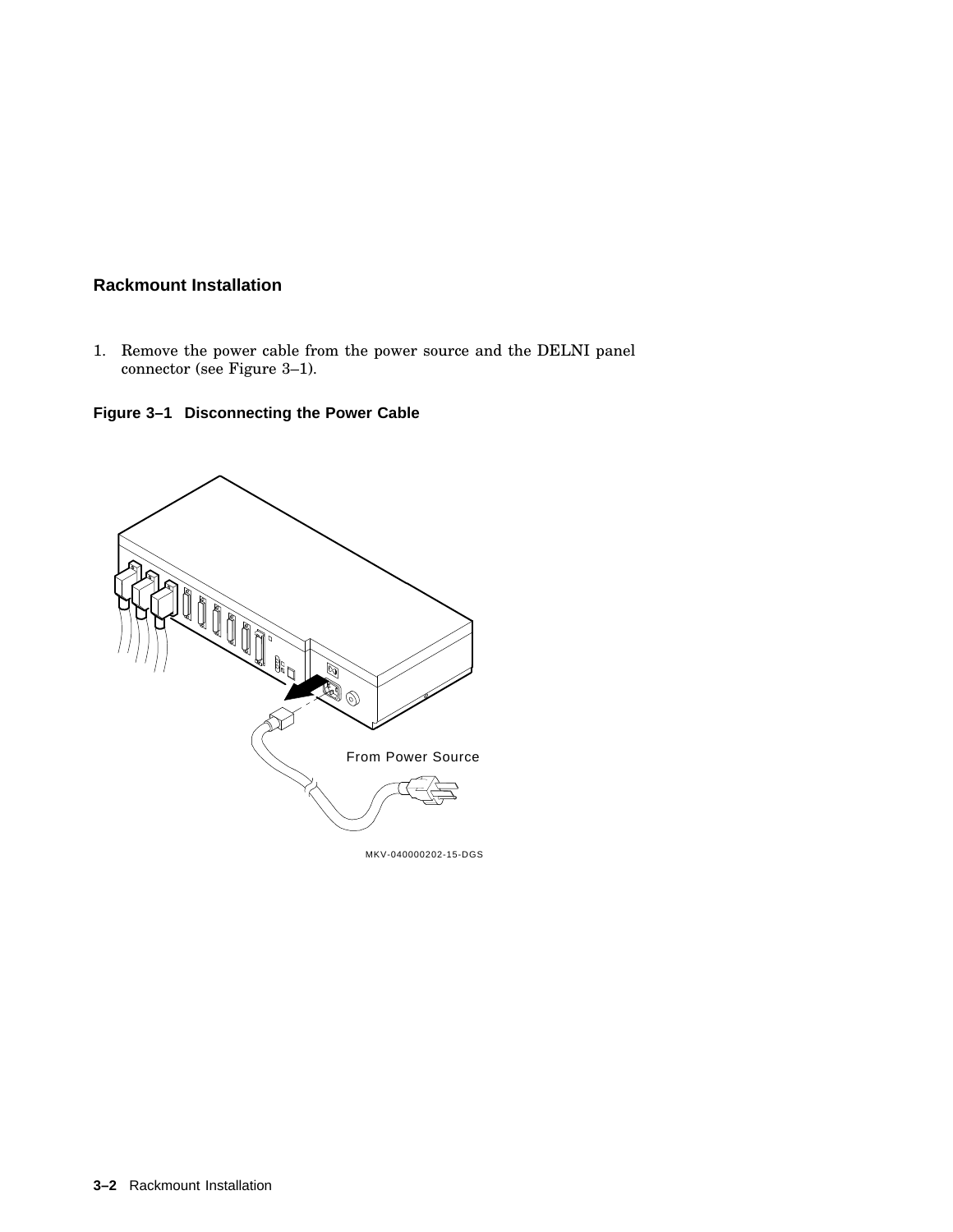## Rackmount Installation

1. Remove the power cable from the power source and the DELNI panel connector (see Figure 3–1).

**Figure 3–1 Disconnecting the Power Cable**

From Power Source

MKV-040000202-15-DGS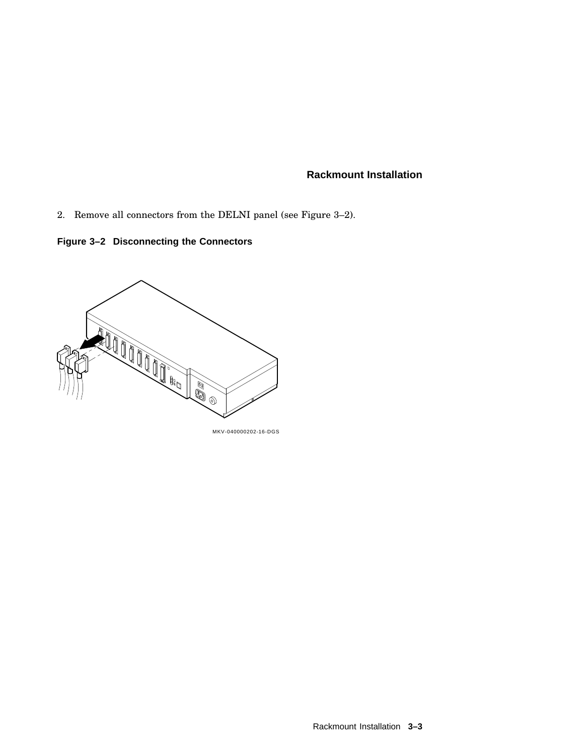2. Remove all connectors from the DELNI panel (see Figure 3–2).

**Figure 3–2 Disconnecting the Connectors**

MKV-040000202-16-DGS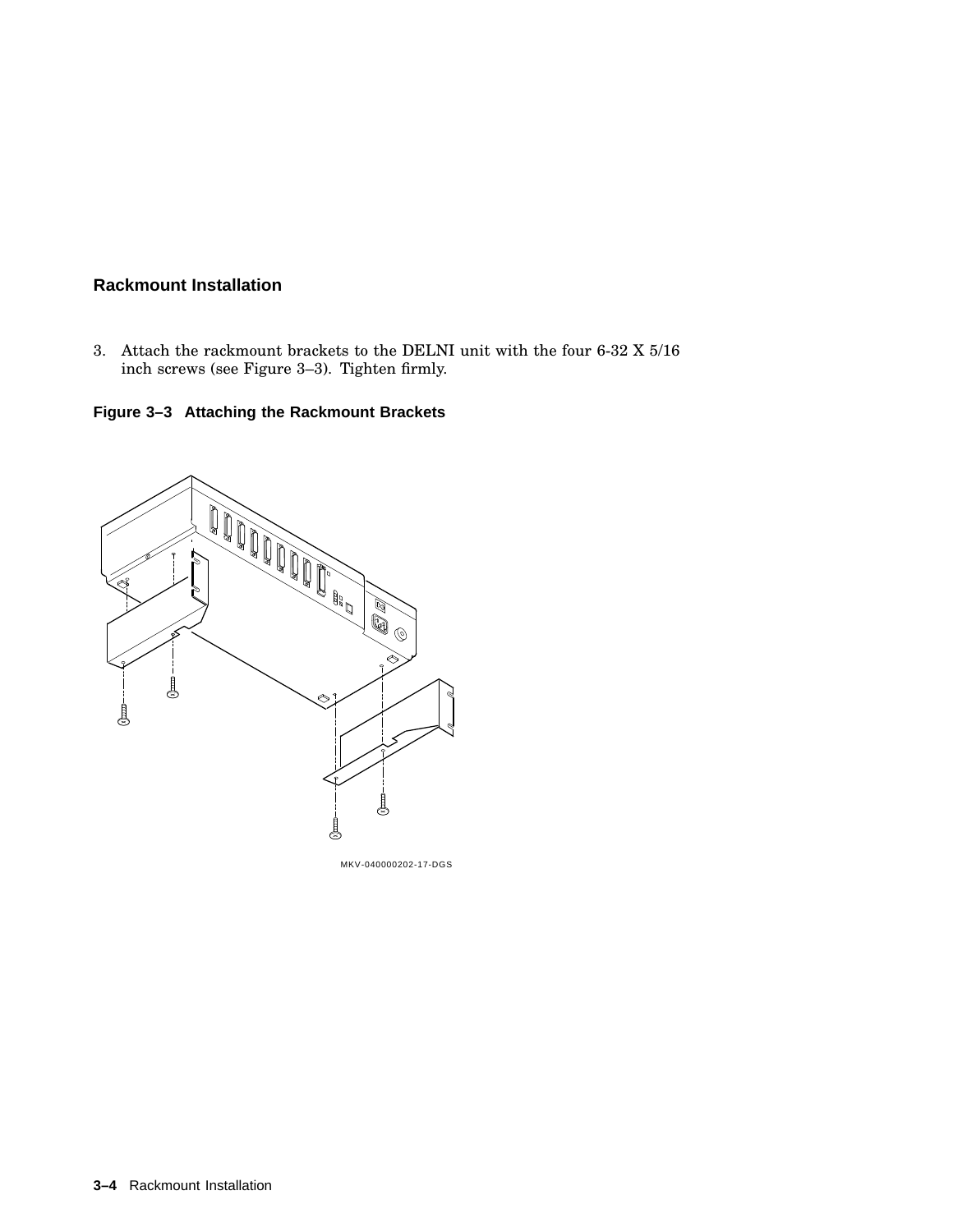## Rackmount Installation

3. Attach the rackmount brackets to the DELNI unit with the four 6-32 X 5/16 inch screws (see Figure 3–3). Tighten firmly.

**Figure 3–3 Attaching the Rackmount Brackets**

MKV-040000202-17-DGS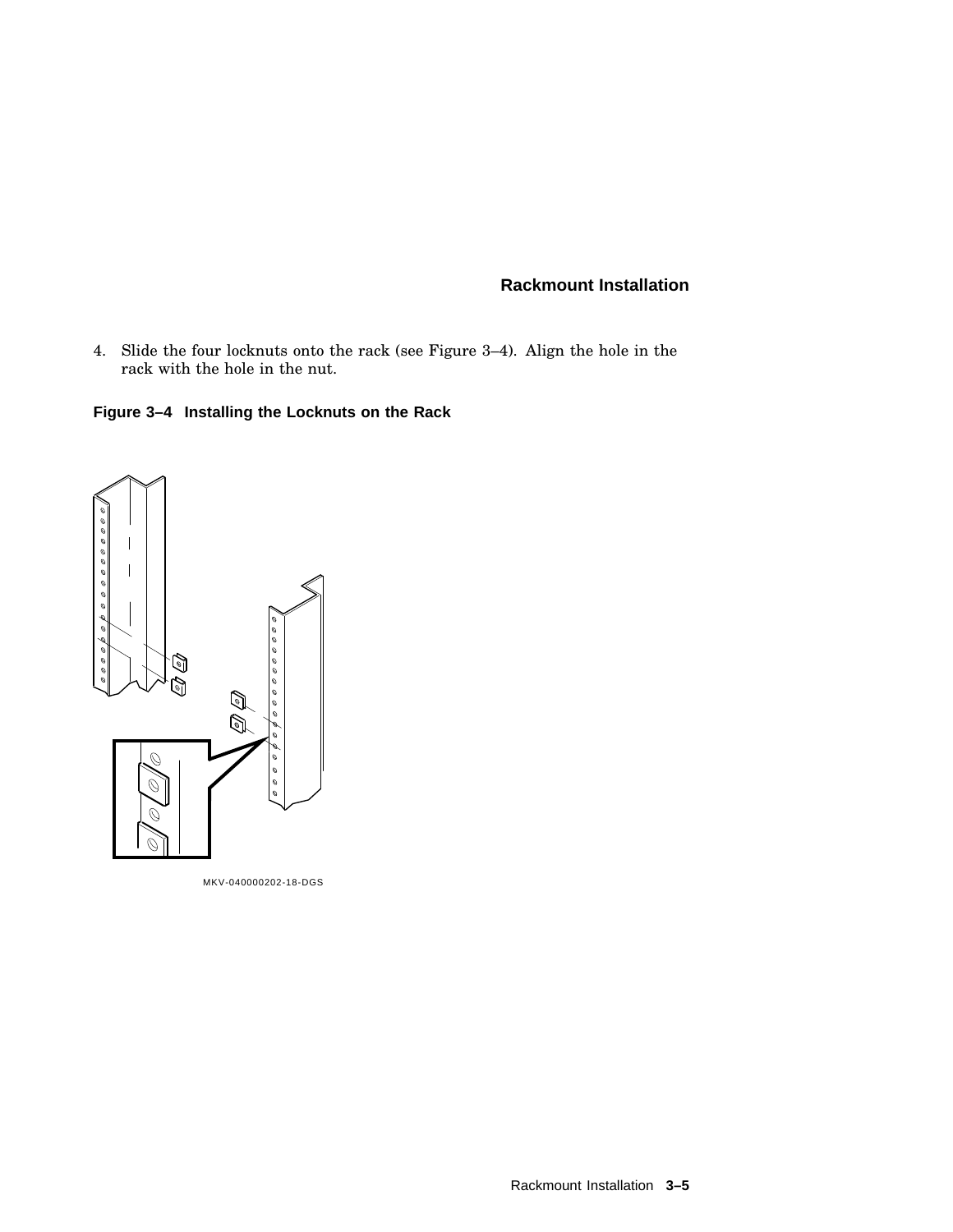4. Slide the four locknuts onto the rack (see Figure 3–4). Align the hole in the rack with the hole in the nut.

**Figure 3–4 Installing the Locknuts on the Rack**

MKV-040000202-18-DGS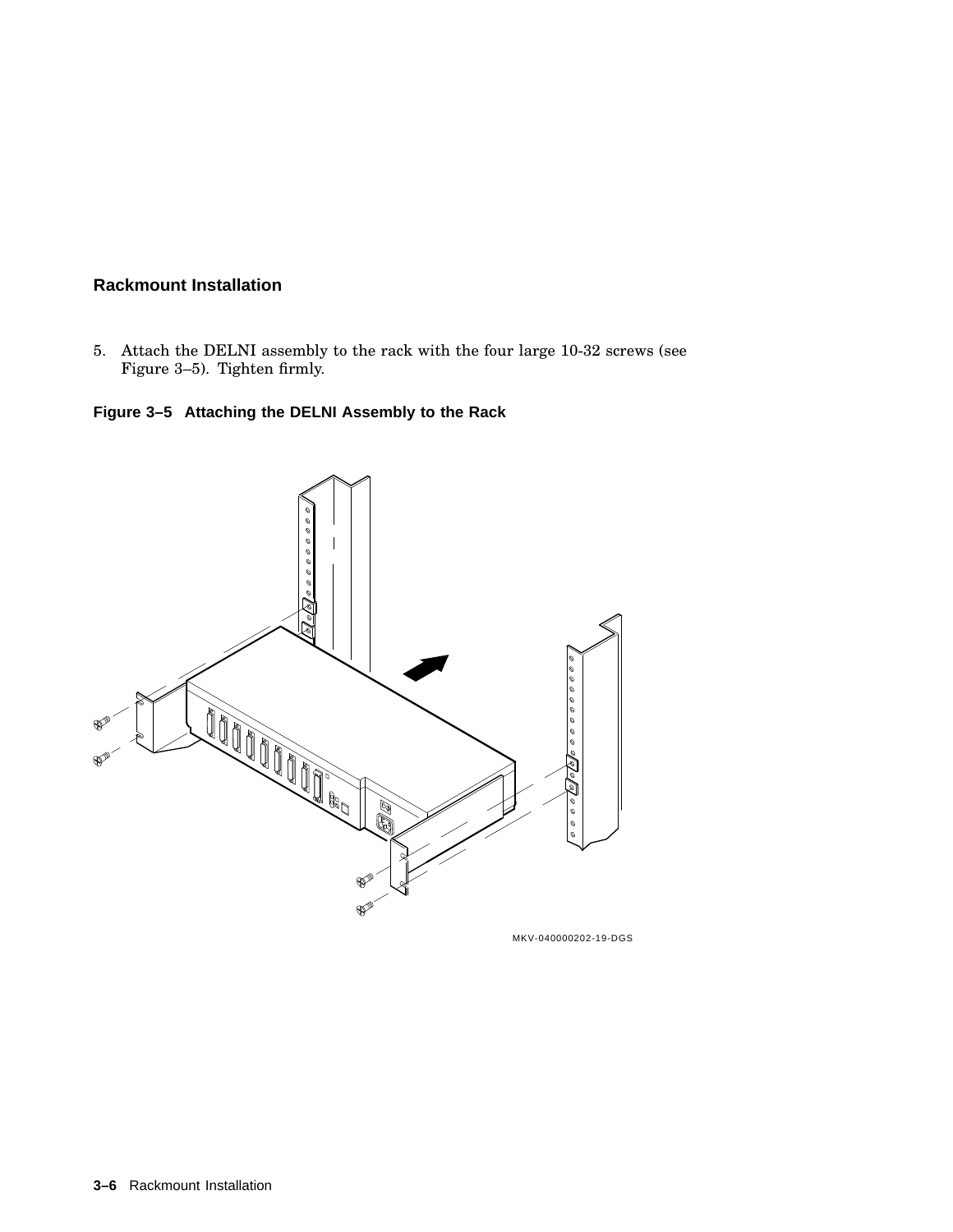## Rackmount Installation

5. Attach the DELNI assembly to the rack with the four large 10-32 screws (see Figure 3–5). Tighten firmly.

**Figure 3–5 Attaching the DELNI Assembly to the Rack**

MKV-040000202-19-DGS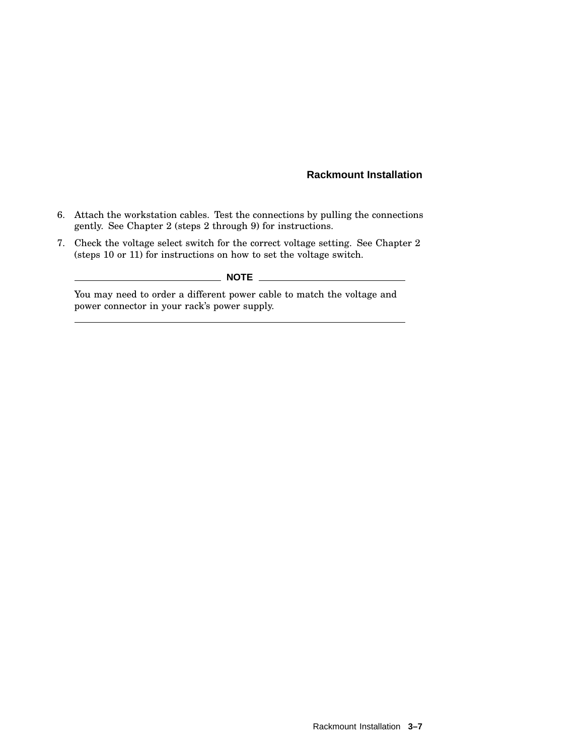6. Attach the workstation cables. Test the connections by pulling the connections gently. See Chapter 2 (steps 2 through 9) for instructions.
7. Check the voltage select switch for the correct voltage setting. See Chapter 2 (steps 10 or 11) for instructions on how to set the voltage switch.

**NOTE**

You may need to order a different power cable to match the voltage and power connector in your rack's power supply.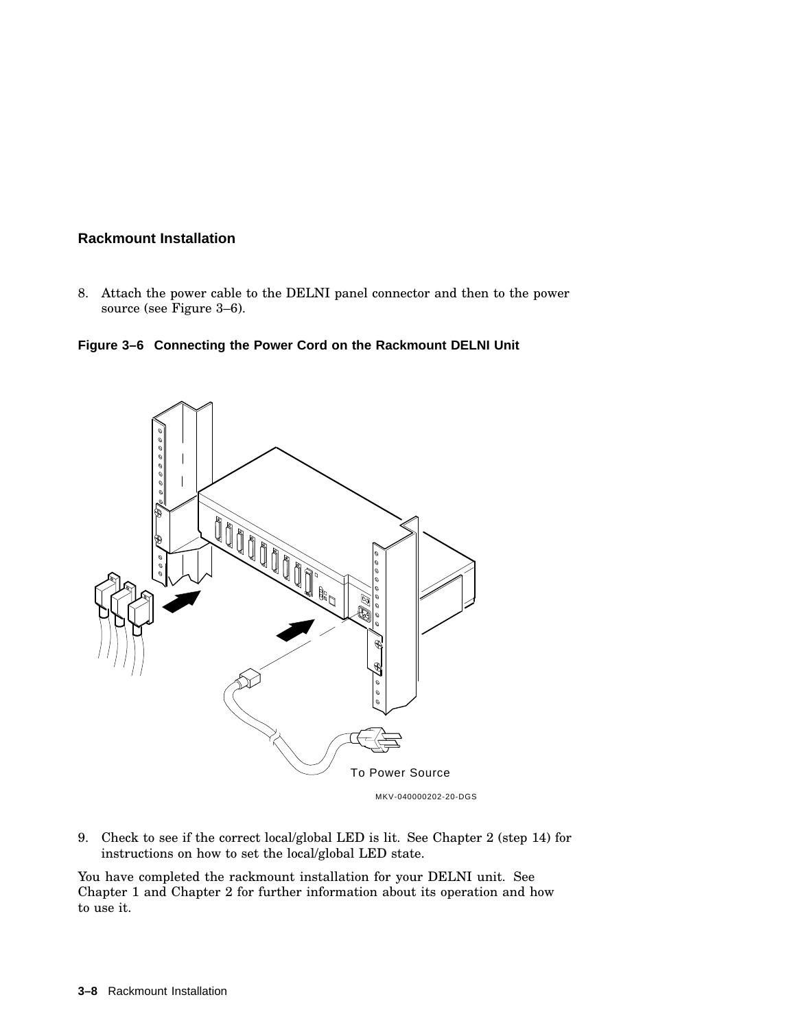## Rackmount Installation

8. Attach the power cable to the DELNI panel connector and then to the power source (see Figure 3–6).

**Figure 3–6 Connecting the Power Cord on the Rackmount DELNI Unit**

To Power Source

MKV-040000202-20-DGS

9. Check to see if the correct local/global LED is lit. See Chapter 2 (step 14) for instructions on how to set the local/global LED state.

You have completed the rackmount installation for your DELNI unit. See Chapter 1 and Chapter 2 for further information about its operation and how to use it.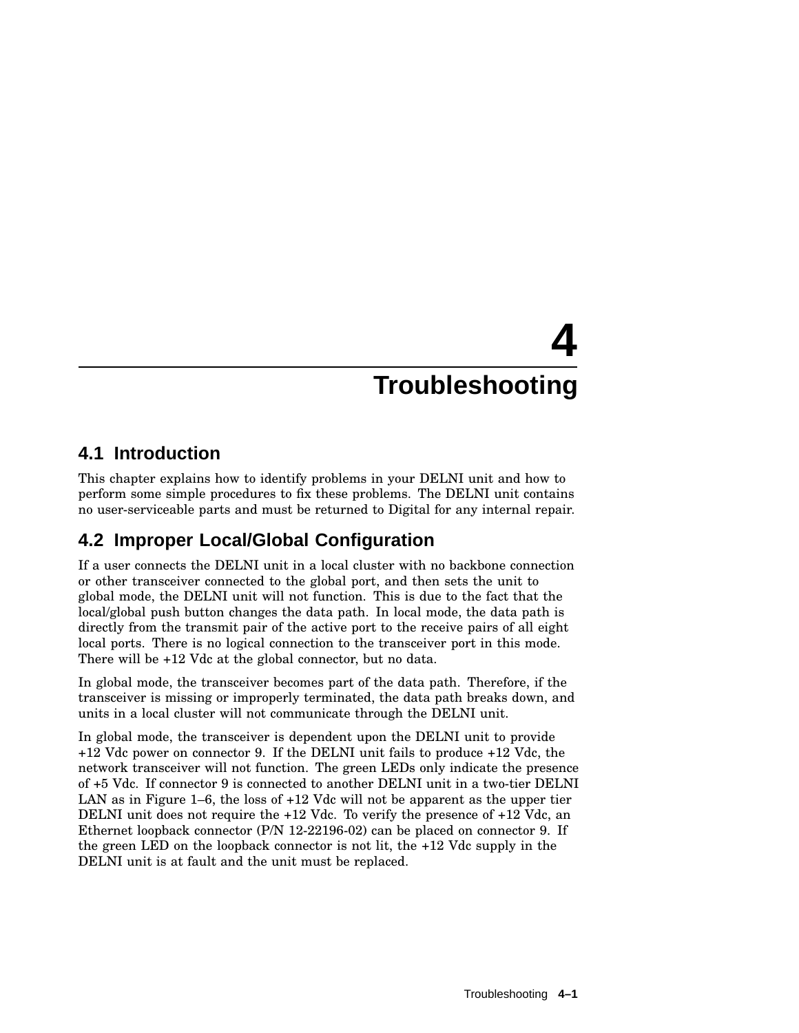# 4 Troubleshooting

## 4.1 Introduction

This chapter explains how to identify problems in your DELNI unit and how to perform some simple procedures to fix these problems. The DELNI unit contains no user-serviceable parts and must be returned to Digital for any internal repair.

## 4.2 Improper Local/Global Configuration

If a user connects the DELNI unit in a local cluster with no backbone connection or other transceiver connected to the global port, and then sets the unit to global mode, the DELNI unit will not function. This is due to the fact that the local/global push button changes the data path. In local mode, the data path is directly from the transmit pair of the active port to the receive pairs of all eight local ports. There is no logical connection to the transceiver port in this mode. There will be +12 Vdc at the global connector, but no data.

In global mode, the transceiver becomes part of the data path. Therefore, if the transceiver is missing or improperly terminated, the data path breaks down, and units in a local cluster will not communicate through the DELNI unit.

In global mode, the transceiver is dependent upon the DELNI unit to provide +12 Vdc power on connector 9. If the DELNI unit fails to produce +12 Vdc, the network transceiver will not function. The green LEDs only indicate the presence of +5 Vdc. If connector 9 is connected to another DELNI unit in a two-tier DELNI LAN as in Figure 1–6, the loss of +12 Vdc will not be apparent as the upper tier DELNI unit does not require the +12 Vdc. To verify the presence of +12 Vdc, an Ethernet loopback connector (P/N 12-22196-02) can be placed on connector 9. If the green LED on the loopback connector is not lit, the +12 Vdc supply in the DELNI unit is at fault and the unit must be replaced.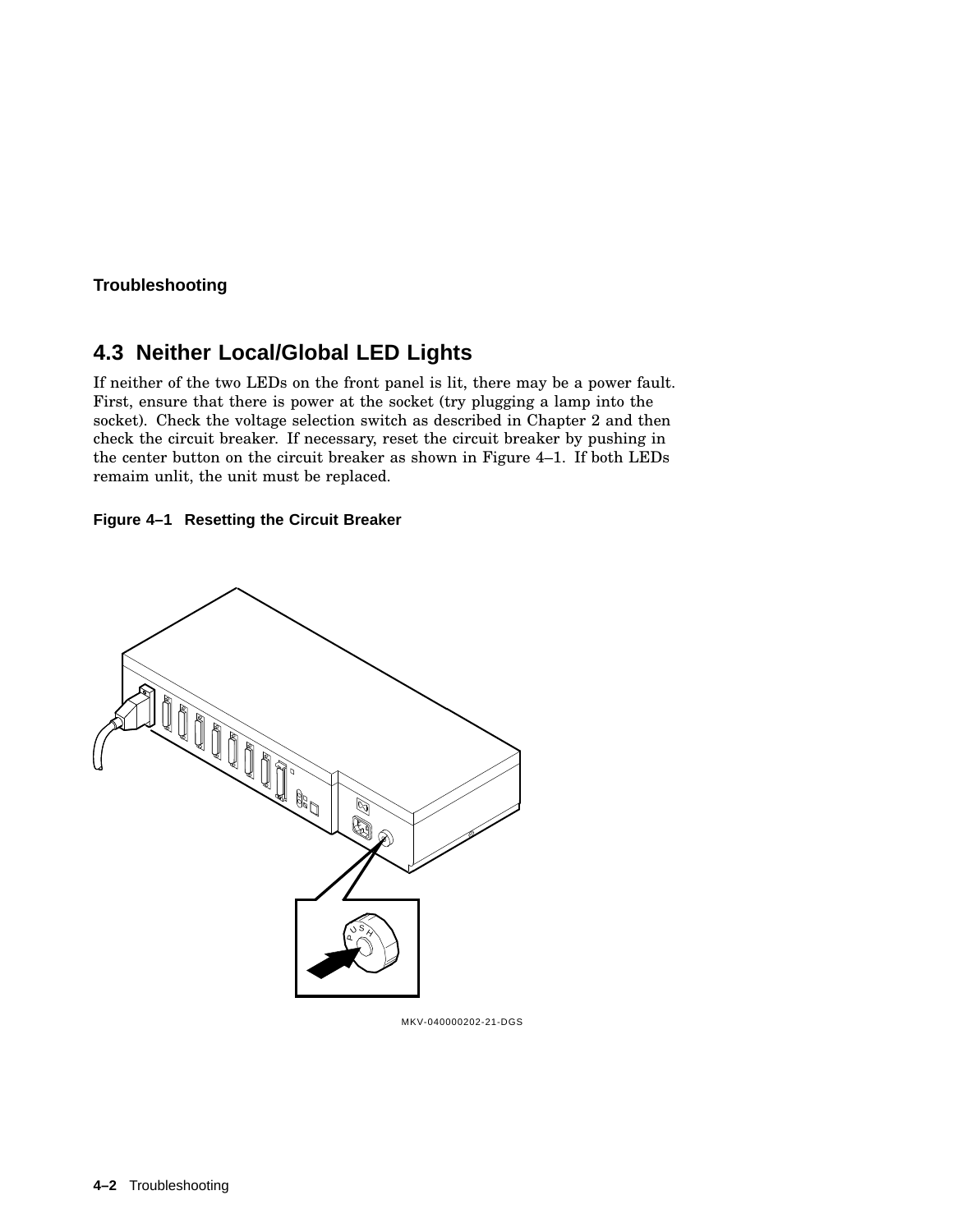## 4.3 Neither Local/Global LED Lights

If neither of the two LEDs on the front panel is lit, there may be a power fault. First, ensure that there is power at the socket (try plugging a lamp into the socket). Check the voltage selection switch as described in Chapter 2 and then check the circuit breaker. If necessary, reset the circuit breaker by pushing in the center button on the circuit breaker as shown in Figure 4–1. If both LEDs remaim unlit, the unit must be replaced.

**Figure 4–1 Resetting the Circuit Breaker**

MKV-040000202-21-DGS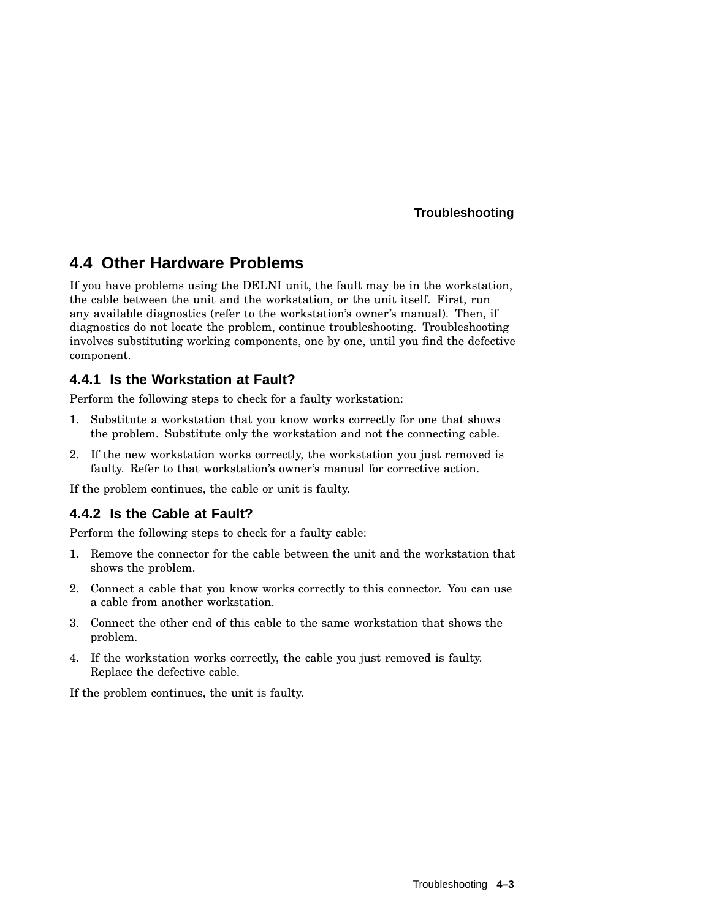## 4.4 Other Hardware Problems

If you have problems using the DELNI unit, the fault may be in the workstation, the cable between the unit and the workstation, or the unit itself. First, run any available diagnostics (refer to the workstation's owner's manual). Then, if diagnostics do not locate the problem, continue troubleshooting. Troubleshooting involves substituting working components, one by one, until you find the defective component.

### 4.4.1 Is the Workstation at Fault?

Perform the following steps to check for a faulty workstation:

1. Substitute a workstation that you know works correctly for one that shows the problem. Substitute only the workstation and not the connecting cable.
2. If the new workstation works correctly, the workstation you just removed is faulty. Refer to that workstation's owner's manual for corrective action.

If the problem continues, the cable or unit is faulty.

### 4.4.2 Is the Cable at Fault?

Perform the following steps to check for a faulty cable:

1. Remove the connector for the cable between the unit and the workstation that shows the problem.
2. Connect a cable that you know works correctly to this connector. You can use a cable from another workstation.
3. Connect the other end of this cable to the same workstation that shows the problem.
4. If the workstation works correctly, the cable you just removed is faulty. Replace the defective cable.

If the problem continues, the unit is faulty.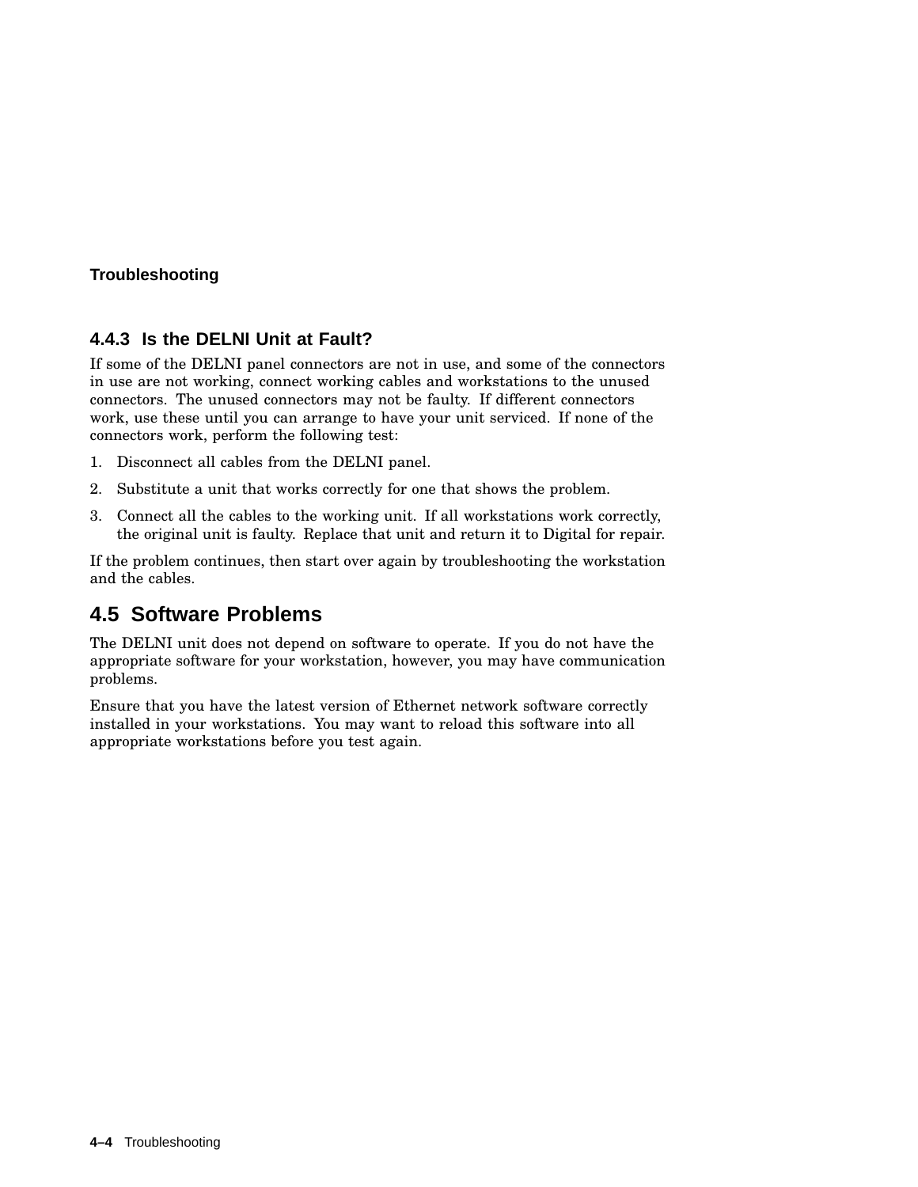### 4.4.3 Is the DELNI Unit at Fault?

If some of the DELNI panel connectors are not in use, and some of the connectors in use are not working, connect working cables and workstations to the unused connectors. The unused connectors may not be faulty. If different connectors work, use these until you can arrange to have your unit serviced. If none of the connectors work, perform the following test:

1. Disconnect all cables from the DELNI panel.
2. Substitute a unit that works correctly for one that shows the problem.
3. Connect all the cables to the working unit. If all workstations work correctly, the original unit is faulty. Replace that unit and return it to Digital for repair.

If the problem continues, then start over again by troubleshooting the workstation and the cables.

## 4.5 Software Problems

The DELNI unit does not depend on software to operate. If you do not have the appropriate software for your workstation, however, you may have communication problems.

Ensure that you have the latest version of Ethernet network software correctly installed in your workstations. You may want to reload this software into all appropriate workstations before you test again.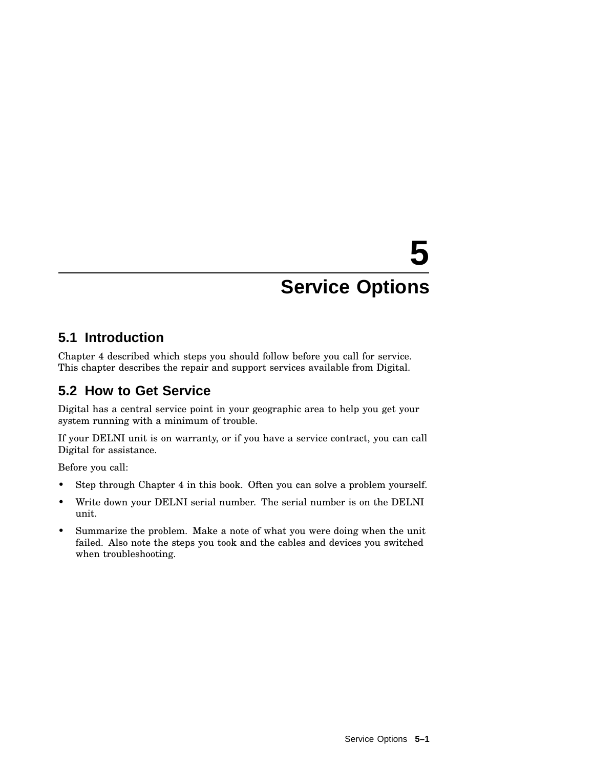# 5 Service Options

## 5.1 Introduction

Chapter 4 described which steps you should follow before you call for service. This chapter describes the repair and support services available from Digital.

## 5.2 How to Get Service

Digital has a central service point in your geographic area to help you get your system running with a minimum of trouble.

If your DELNI unit is on warranty, or if you have a service contract, you can call Digital for assistance.

Before you call:

- Step through Chapter 4 in this book. Often you can solve a problem yourself.
- Write down your DELNI serial number. The serial number is on the DELNI unit.
- Summarize the problem. Make a note of what you were doing when the unit failed. Also note the steps you took and the cables and devices you switched when troubleshooting.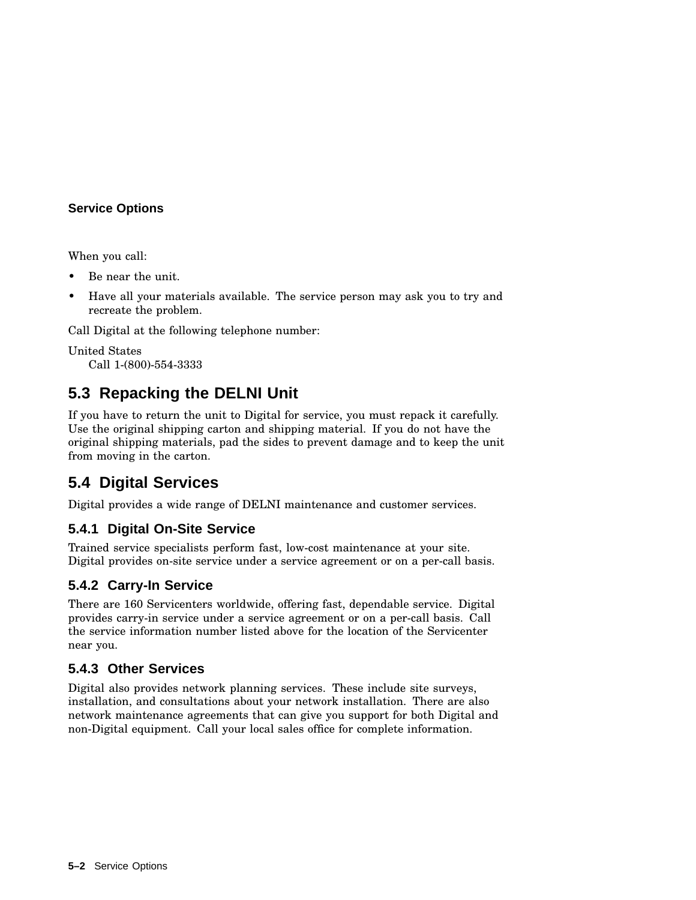When you call:

- Be near the unit.
- Have all your materials available. The service person may ask you to try and recreate the problem.

Call Digital at the following telephone number:

United States
Call 1-(800)-554-3333

## 5.3 Repacking the DELNI Unit

If you have to return the unit to Digital for service, you must repack it carefully. Use the original shipping carton and shipping material. If you do not have the original shipping materials, pad the sides to prevent damage and to keep the unit from moving in the carton.

## 5.4 Digital Services

Digital provides a wide range of DELNI maintenance and customer services.

### 5.4.1 Digital On-Site Service

Trained service specialists perform fast, low-cost maintenance at your site. Digital provides on-site service under a service agreement or on a per-call basis.

### 5.4.2 Carry-In Service

There are 160 Servicenters worldwide, offering fast, dependable service. Digital provides carry-in service under a service agreement or on a per-call basis. Call the service information number listed above for the location of the Servicenter near you.

### 5.4.3 Other Services

Digital also provides network planning services. These include site surveys, installation, and consultations about your network installation. There are also network maintenance agreements that can give you support for both Digital and non-Digital equipment. Call your local sales office for complete information.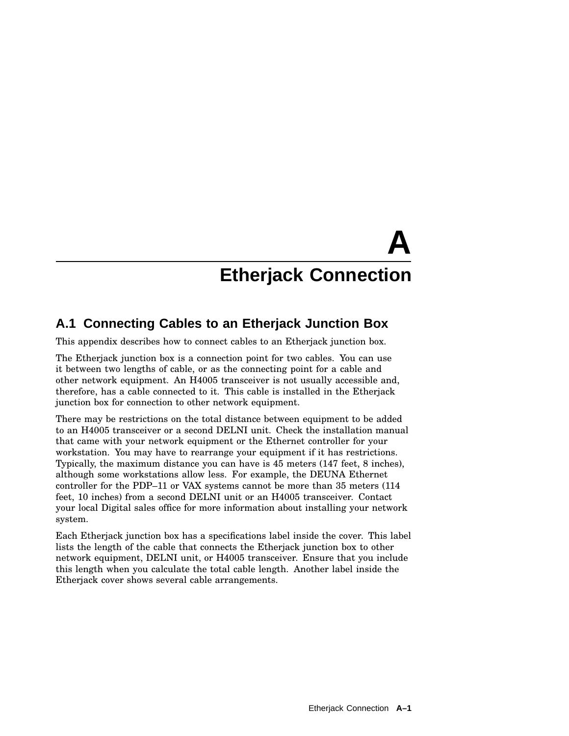# A
# Etherjack Connection

## A.1 Connecting Cables to an Etherjack Junction Box

This appendix describes how to connect cables to an Etherjack junction box.

The Etherjack junction box is a connection point for two cables. You can use it between two lengths of cable, or as the connecting point for a cable and other network equipment. An H4005 transceiver is not usually accessible and, therefore, has a cable connected to it. This cable is installed in the Etherjack junction box for connection to other network equipment.

There may be restrictions on the total distance between equipment to be added to an H4005 transceiver or a second DELNI unit. Check the installation manual that came with your network equipment or the Ethernet controller for your workstation. You may have to rearrange your equipment if it has restrictions. Typically, the maximum distance you can have is 45 meters (147 feet, 8 inches), although some workstations allow less. For example, the DEUNA Ethernet controller for the PDP–11 or VAX systems cannot be more than 35 meters (114 feet, 10 inches) from a second DELNI unit or an H4005 transceiver. Contact your local Digital sales office for more information about installing your network system.

Each Etherjack junction box has a specifications label inside the cover. This label lists the length of the cable that connects the Etherjack junction box to other network equipment, DELNI unit, or H4005 transceiver. Ensure that you include this length when you calculate the total cable length. Another label inside the Etherjack cover shows several cable arrangements.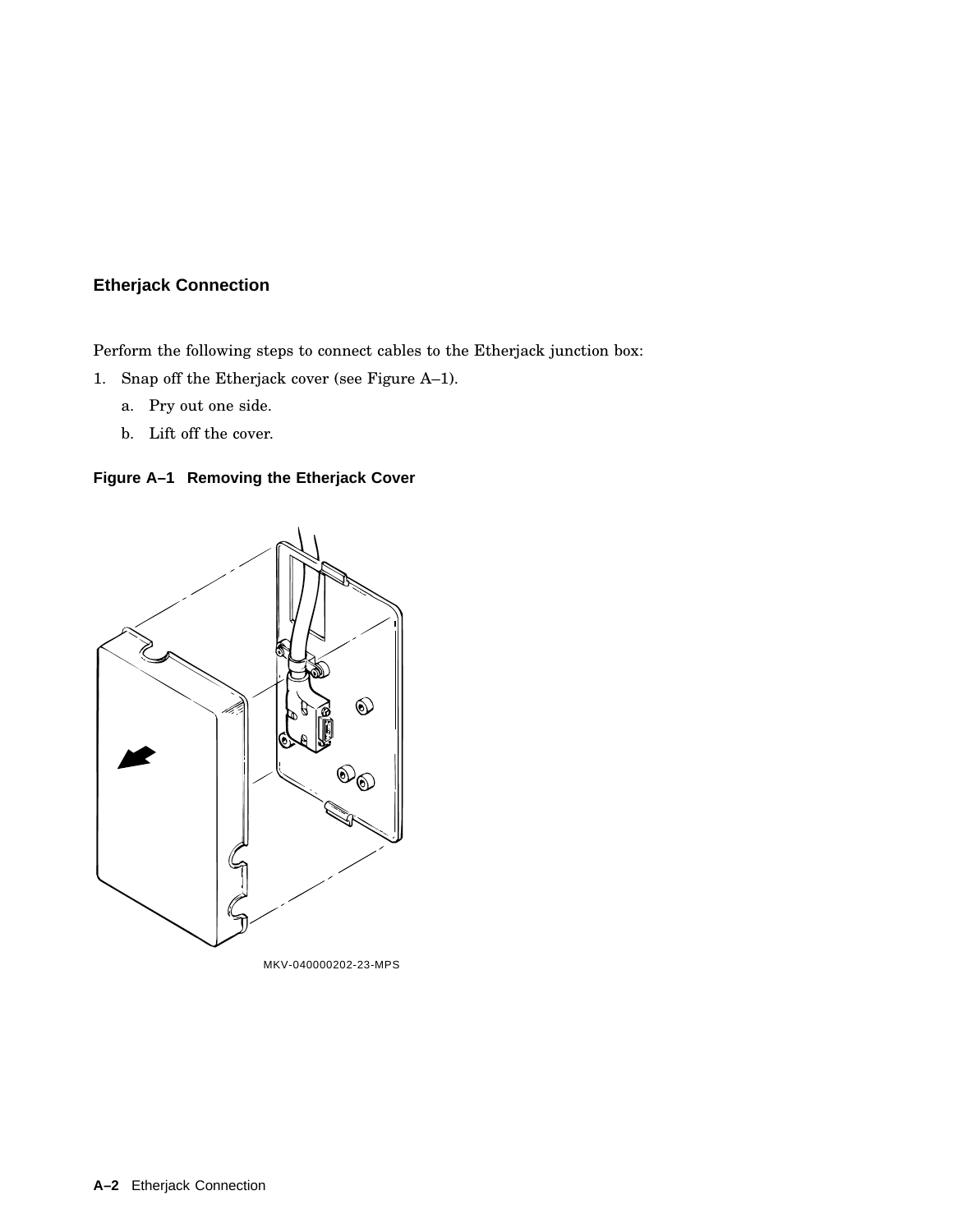## Etherjack Connection

Perform the following steps to connect cables to the Etherjack junction box:

1. Snap off the Etherjack cover (see Figure A–1).
   a. Pry out one side.
   b. Lift off the cover.

**Figure A–1 Removing the Etherjack Cover**

MKV-040000202-23-MPS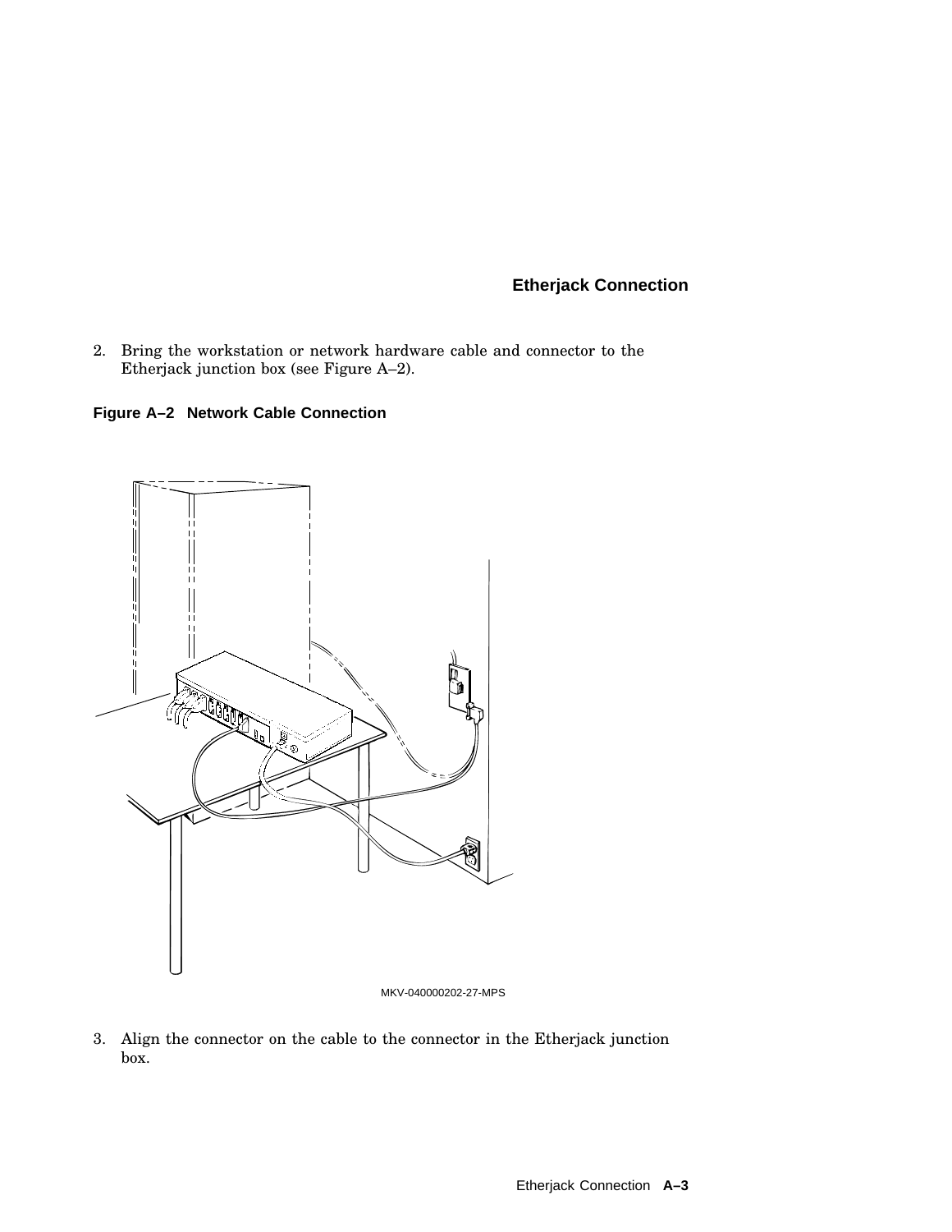2. Bring the workstation or network hardware cable and connector to the Etherjack junction box (see Figure A–2).

**Figure A–2 Network Cable Connection**

MKV-040000202-27-MPS

3. Align the connector on the cable to the connector in the Etherjack junction box.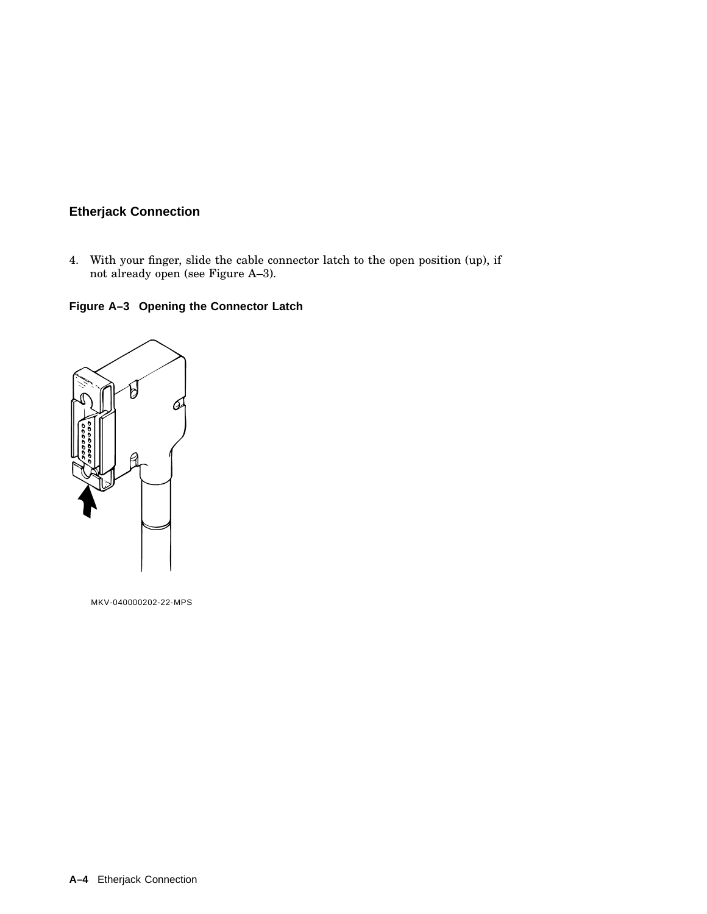## Etherjack Connection

4. With your finger, slide the cable connector latch to the open position (up), if not already open (see Figure A–3).

**Figure A–3 Opening the Connector Latch**

MKV-040000202-22-MPS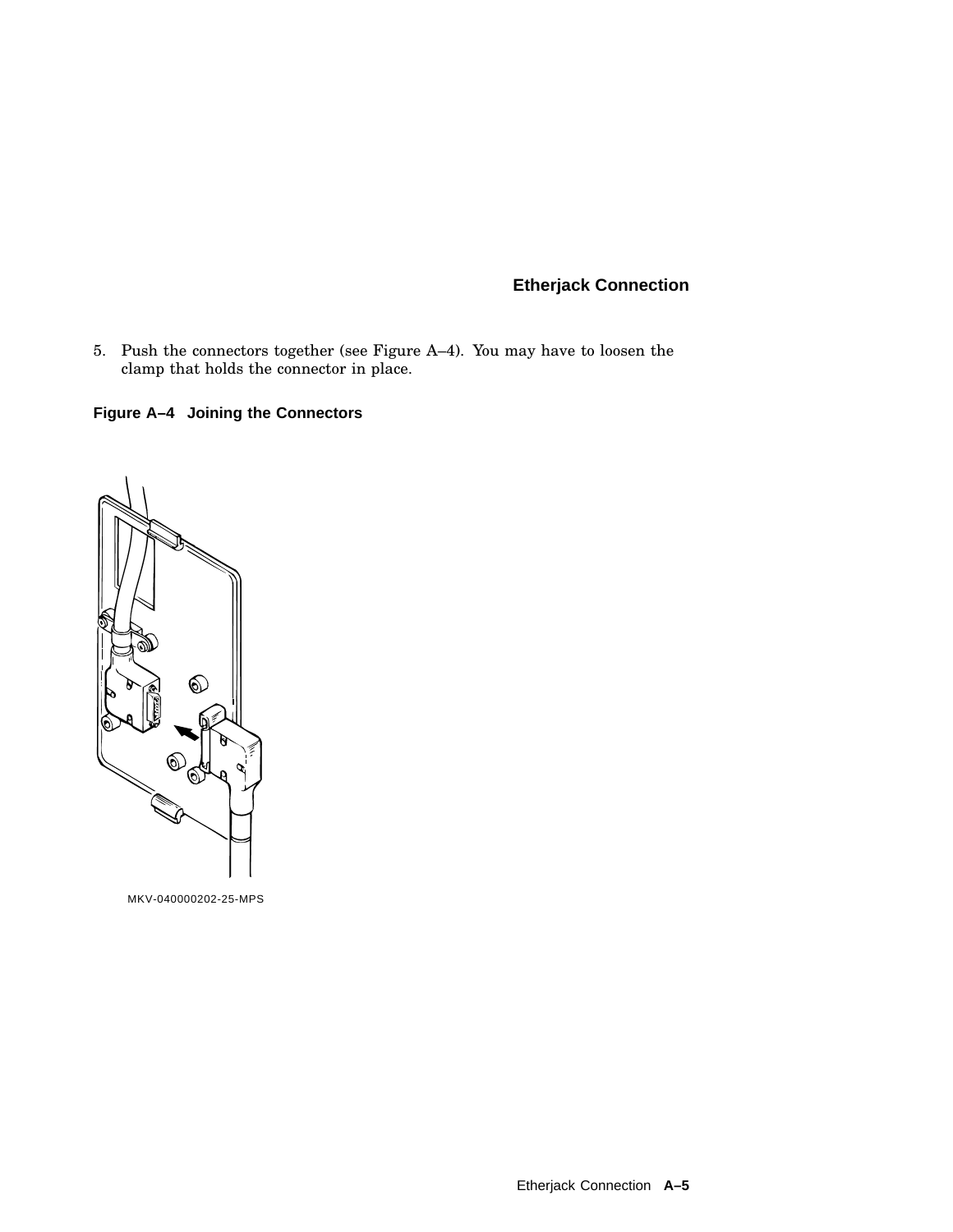5. Push the connectors together (see Figure A–4). You may have to loosen the clamp that holds the connector in place.

**Figure A–4 Joining the Connectors**

MKV-040000202-25-MPS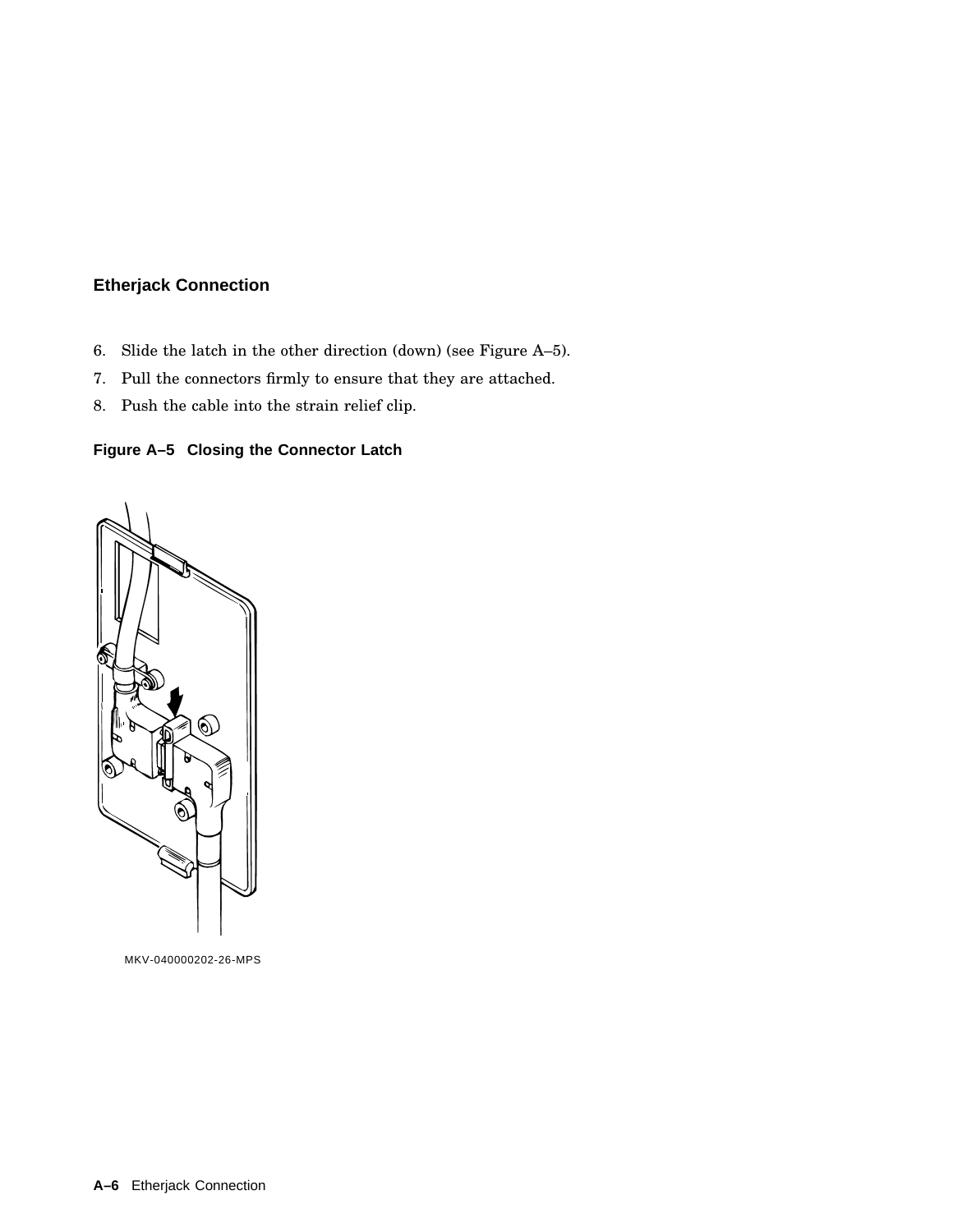## Etherjack Connection

6. Slide the latch in the other direction (down) (see Figure A–5).
7. Pull the connectors firmly to ensure that they are attached.
8. Push the cable into the strain relief clip.

**Figure A–5 Closing the Connector Latch**

MKV-040000202-26-MPS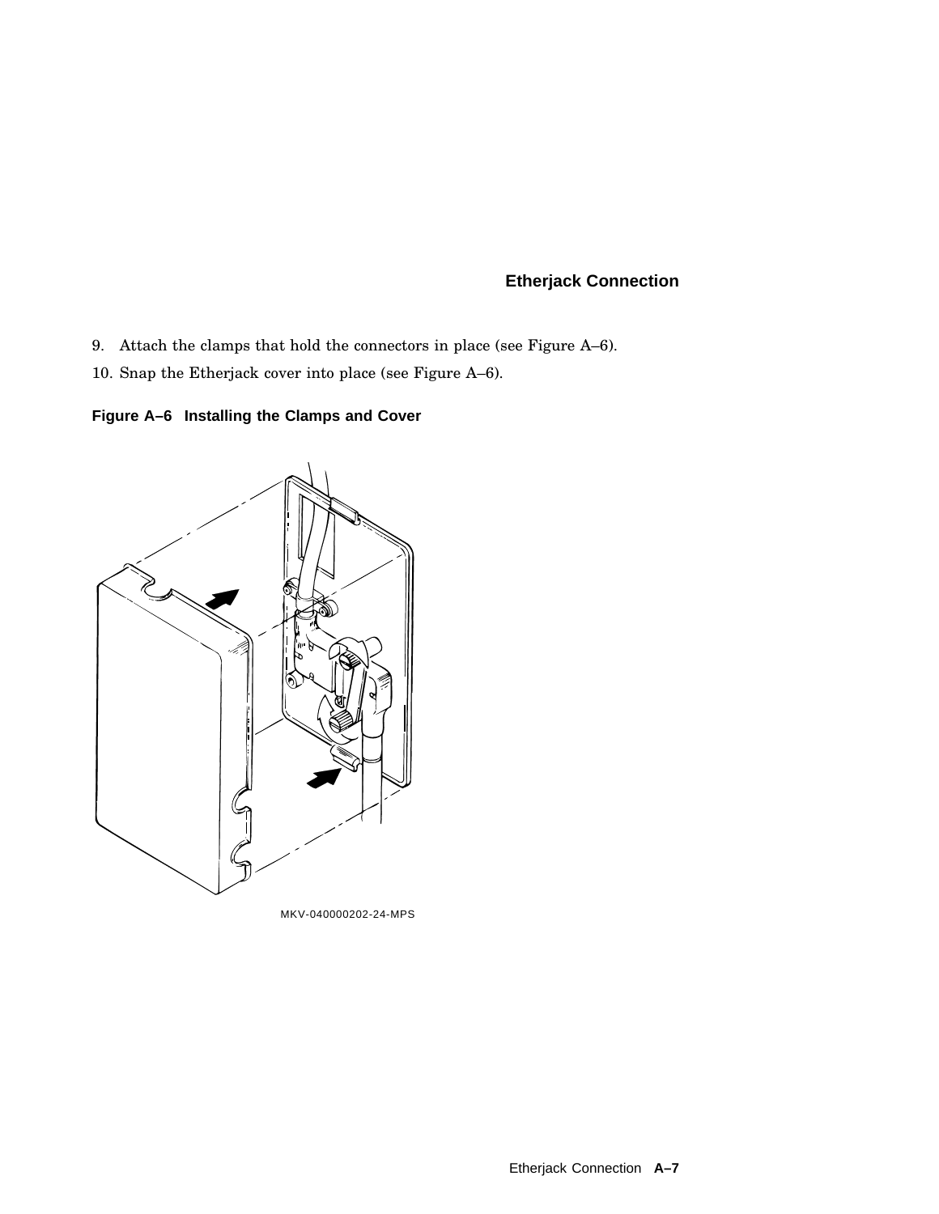9. Attach the clamps that hold the connectors in place (see Figure A–6).
10. Snap the Etherjack cover into place (see Figure A–6).

**Figure A–6 Installing the Clamps and Cover**

MKV-040000202-24-MPS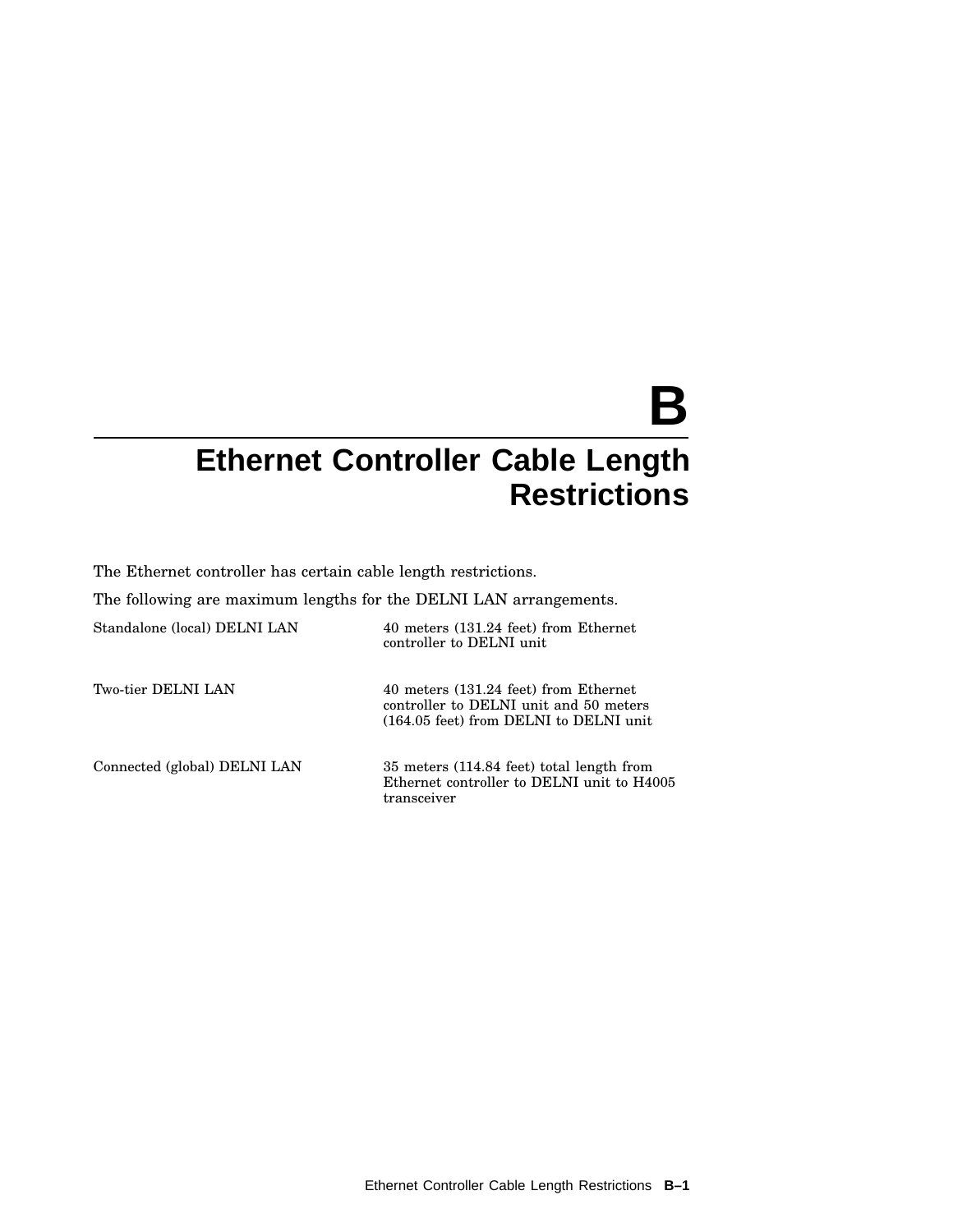# B
# Ethernet Controller Cable Length Restrictions

The Ethernet controller has certain cable length restrictions.

The following are maximum lengths for the DELNI LAN arrangements.

| | |
|---|---|
| Standalone (local) DELNI LAN | 40 meters (131.24 feet) from Ethernet controller to DELNI unit |
| Two-tier DELNI LAN | 40 meters (131.24 feet) from Ethernet controller to DELNI unit and 50 meters (164.05 feet) from DELNI to DELNI unit |
| Connected (global) DELNI LAN | 35 meters (114.84 feet) total length from Ethernet controller to DELNI unit to H4005 transceiver |